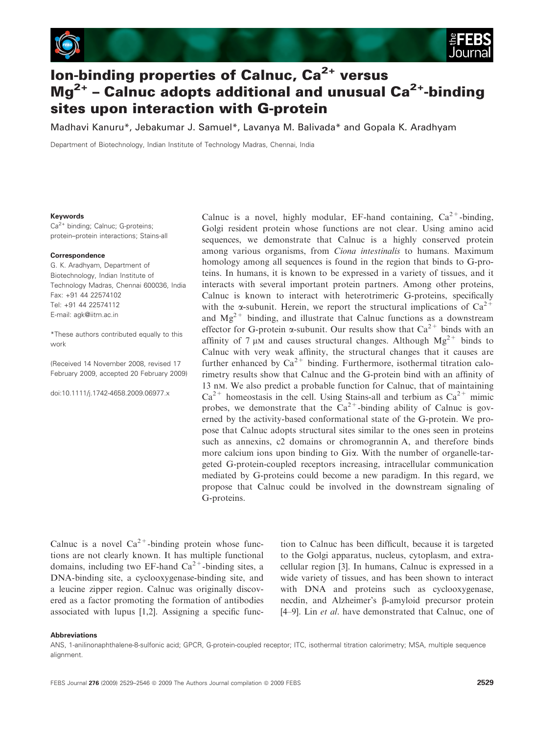# Ion-binding properties of Calnuc, $Ca^{2+}$ versus $Mg^{2+}$ – Calnuc adopts additional and unusual $Ca^{2+}$-binding sites upon interaction with G-protein

Madhavi Kanuru*, Jebakumar J. Samuel*, Lavanya M. Balivada* and Gopala K. Aradhyam

Department of Biotechnology, Indian Institute of Technology Madras, Chennai, India

**Keywords**

$Ca^{2+}$ binding; Calnuc; G-proteins; protein–protein interactions; Stains-all

**Correspondence**

G. K. Aradhyam, Department of Biotechnology, Indian Institute of Technology Madras, Chennai 600036, India
Fax: +91 44 22574102
Tel: +91 44 22574112
E-mail: agk@iitm.ac.in

*These authors contributed equally to this work

(Received 14 November 2008, revised 17 February 2009, accepted 20 February 2009)

doi:10.1111/j.1742-4658.2009.06977.x

Calnuc is a novel, highly modular, EF-hand containing, $Ca^{2+}$-binding, Golgi resident protein whose functions are not clear. Using amino acid sequences, we demonstrate that Calnuc is a highly conserved protein among various organisms, from *Ciona intestinalis* to humans. Maximum homology among all sequences is found in the region that binds to G-proteins. In humans, it is known to be expressed in a variety of tissues, and it interacts with several important protein partners. Among other proteins, Calnuc is known to interact with heterotrimeric G-proteins, specifically with the α-subunit. Herein, we report the structural implications of $Ca^{2+}$ and $Mg^{2+}$ binding, and illustrate that Calnuc functions as a downstream effector for G-protein α-subunit. Our results show that $Ca^{2+}$ binds with an affinity of 7 μM and causes structural changes. Although $Mg^{2+}$ binds to Calnuc with very weak affinity, the structural changes that it causes are further enhanced by $Ca^{2+}$ binding. Furthermore, isothermal titration calorimetry results show that Calnuc and the G-protein bind with an affinity of 13 nM. We also predict a probable function for Calnuc, that of maintaining $Ca^{2+}$ homeostasis in the cell. Using Stains-all and terbium as $Ca^{2+}$ mimic probes, we demonstrate that the $Ca^{2+}$-binding ability of Calnuc is governed by the activity-based conformational state of the G-protein. We propose that Calnuc adopts structural sites similar to the ones seen in proteins such as annexins, c2 domains or chromogrannin A, and therefore binds more calcium ions upon binding to Giα. With the number of organelle-targeted G-protein-coupled receptors increasing, intracellular communication mediated by G-proteins could become a new paradigm. In this regard, we propose that Calnuc could be involved in the downstream signaling of G-proteins.

Calnuc is a novel $Ca^{2+}$-binding protein whose functions are not clearly known. It has multiple functional domains, including two EF-hand $Ca^{2+}$-binding sites, a DNA-binding site, a cyclooxygenase-binding site, and a leucine zipper region. Calnuc was originally discovered as a factor promoting the formation of antibodies associated with lupus [1,2]. Assigning a specific function to Calnuc has been difficult, because it is targeted to the Golgi apparatus, nucleus, cytoplasm, and extracellular region [3]. In humans, Calnuc is expressed in a wide variety of tissues, and has been shown to interact with DNA and proteins such as cyclooxygenase, necdin, and Alzheimer's β-amyloid precursor protein [4–9]. Lin *et al.* have demonstrated that Calnuc, one of

**Abbreviations**

ANS, 1-anilinonaphthalene-8-sulfonic acid; GPCR, G-protein-coupled receptor; ITC, isothermal titration calorimetry; MSA, multiple sequence alignment.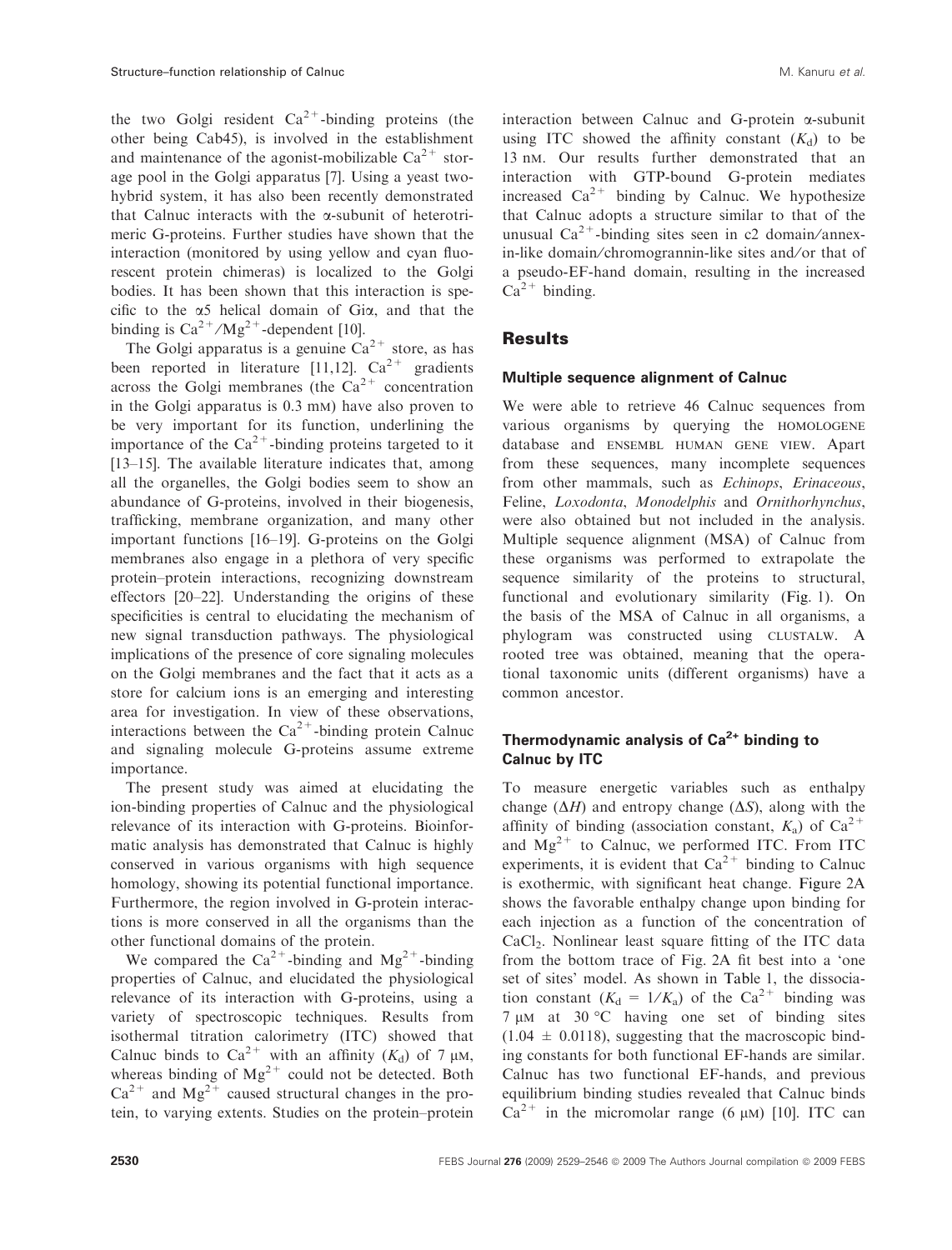the two Golgi resident $Ca^{2+}$-binding proteins (the other being Cab45), is involved in the establishment and maintenance of the agonist-mobilizable $Ca^{2+}$ storage pool in the Golgi apparatus [7]. Using a yeast two-hybrid system, it has also been recently demonstrated that Calnuc interacts with the α-subunit of heterotrimeric G-proteins. Further studies have shown that the interaction (monitored by using yellow and cyan fluorescent protein chimeras) is localized to the Golgi bodies. It has been shown that this interaction is specific to the α5 helical domain of Giα, and that the binding is $Ca^{2+}$/$Mg^{2+}$-dependent [10].

The Golgi apparatus is a genuine $Ca^{2+}$ store, as has been reported in literature [11,12]. $Ca^{2+}$ gradients across the Golgi membranes (the $Ca^{2+}$ concentration in the Golgi apparatus is 0.3 mM) have also proven to be very important for its function, underlining the importance of the $Ca^{2+}$-binding proteins targeted to it [13–15]. The available literature indicates that, among all the organelles, the Golgi bodies seem to show an abundance of G-proteins, involved in their biogenesis, trafficking, membrane organization, and many other important functions [16–19]. G-proteins on the Golgi membranes also engage in a plethora of very specific protein–protein interactions, recognizing downstream effectors [20–22]. Understanding the origins of these specificities is central to elucidating the mechanism of new signal transduction pathways. The physiological implications of the presence of core signaling molecules on the Golgi membranes and the fact that it acts as a store for calcium ions is an emerging and interesting area for investigation. In view of these observations, interactions between the $Ca^{2+}$-binding protein Calnuc and signaling molecule G-proteins assume extreme importance.

The present study was aimed at elucidating the ion-binding properties of Calnuc and the physiological relevance of its interaction with G-proteins. Bioinformatic analysis has demonstrated that Calnuc is highly conserved in various organisms with high sequence homology, showing its potential functional importance. Furthermore, the region involved in G-protein interactions is more conserved in all the organisms than the other functional domains of the protein.

We compared the $Ca^{2+}$-binding and $Mg^{2+}$-binding properties of Calnuc, and elucidated the physiological relevance of its interaction with G-proteins, using a variety of spectroscopic techniques. Results from isothermal titration calorimetry (ITC) showed that Calnuc binds to $Ca^{2+}$ with an affinity ($K_d$) of 7 μM, whereas binding of $Mg^{2+}$ could not be detected. Both $Ca^{2+}$ and $Mg^{2+}$ caused structural changes in the protein, to varying extents. Studies on the protein–protein interaction between Calnuc and G-protein α-subunit using ITC showed the affinity constant ($K_d$) to be 13 nM. Our results further demonstrated that an interaction with GTP-bound G-protein mediates increased $Ca^{2+}$ binding by Calnuc. We hypothesize that Calnuc adopts a structure similar to that of the unusual $Ca^{2+}$-binding sites seen in c2 domain/annexin-like domain/chromogrannin-like sites and/or that of a pseudo-EF-hand domain, resulting in the increased $Ca^{2+}$ binding.

## Results

### Multiple sequence alignment of Calnuc

We were able to retrieve 46 Calnuc sequences from various organisms by querying the HOMOLOGENE database and ENSEMBL HUMAN GENE VIEW. Apart from these sequences, many incomplete sequences from other mammals, such as *Echinops*, *Erinaceous*, Feline, *Loxodonta*, *Monodelphis* and *Ornithorhynchus*, were also obtained but not included in the analysis. Multiple sequence alignment (MSA) of Calnuc from these organisms was performed to extrapolate the sequence similarity of the proteins to structural, functional and evolutionary similarity (Fig. 1). On the basis of the MSA of Calnuc in all organisms, a phylogram was constructed using CLUSTALW. A rooted tree was obtained, meaning that the operational taxonomic units (different organisms) have a common ancestor.

### Thermodynamic analysis of $Ca^{2+}$ binding to Calnuc by ITC

To measure energetic variables such as enthalpy change ($\Delta H$) and entropy change ($\Delta S$), along with the affinity of binding (association constant, $K_a$) of $Ca^{2+}$ and $Mg^{2+}$ to Calnuc, we performed ITC. From ITC experiments, it is evident that $Ca^{2+}$ binding to Calnuc is exothermic, with significant heat change. Figure 2A shows the favorable enthalpy change upon binding for each injection as a function of the concentration of $CaCl_2$. Nonlinear least square fitting of the ITC data from the bottom trace of Fig. 2A fit best into a 'one set of sites' model. As shown in Table 1, the dissociation constant ($K_d = 1/K_a$) of the $Ca^{2+}$ binding was 7 μM at 30 °C having one set of binding sites ($1.04 \pm 0.0118$), suggesting that the macroscopic binding constants for both functional EF-hands are similar. Calnuc has two functional EF-hands, and previous equilibrium binding studies revealed that Calnuc binds $Ca^{2+}$ in the micromolar range (6 μM) [10]. ITC can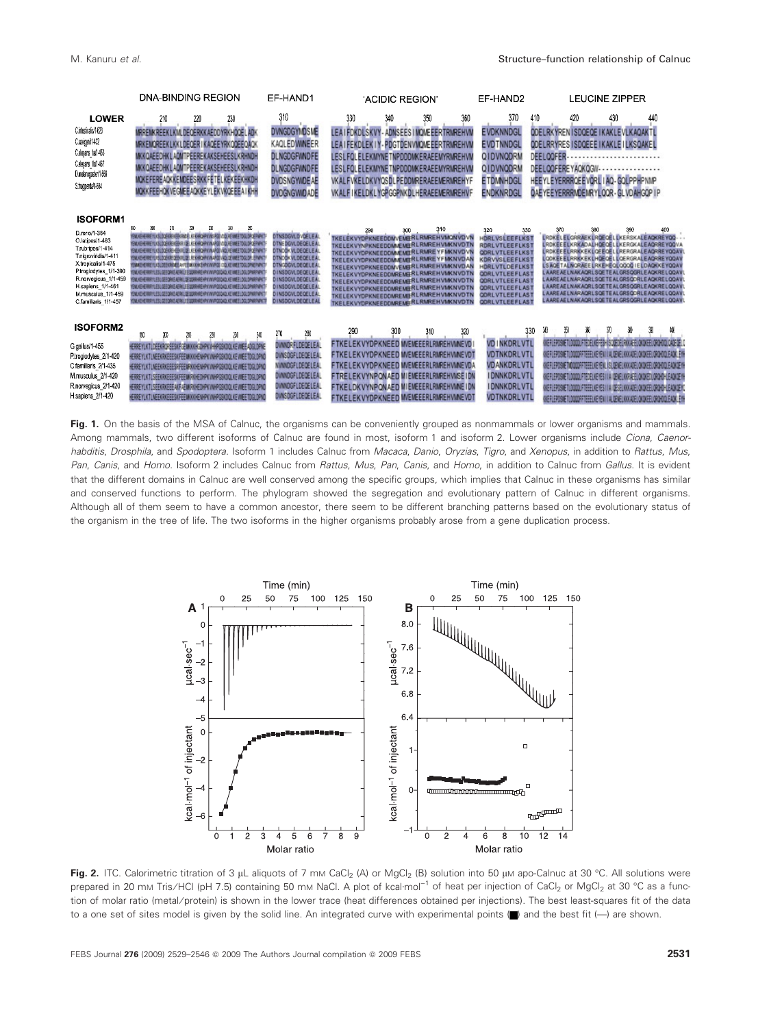**Fig. 1.** On the basis of the MSA of Calnuc, the organisms can be conveniently grouped as nonmammals or lower organisms and mammals. Among mammals, two different isoforms of Calnuc are found in most, isoform 1 and isoform 2. Lower organisms include *Ciona*, *Caenorhabditis*, *Drosphila*, and *Spodoptera*. Isoform 1 includes Calnuc from *Macaca*, *Danio*, *Oryzias*, *Tigro*, and *Xenopus*, in addition to *Rattus*, *Mus*, *Pan*, *Canis*, and *Homo*. Isoform 2 includes Calnuc from *Rattus*, *Mus*, *Pan*, *Canis*, and *Homo*, in addition to Calnuc from *Gallus*. It is evident that the different domains in Calnuc are well conserved among the specific groups, which implies that Calnuc in these organisms has similar and conserved functions to perform. The phylogram showed the segregation and evolutionary pattern of Calnuc in different organisms. Although all of them seem to have a common ancestor, there seem to be different branching patterns based on the evolutionary status of the organism in the tree of life. The two isoforms in the higher organisms probably arose from a gene duplication process.

**Fig. 2.** ITC. Calorimetric titration of 3 μL aliquots of 7 mM $CaCl_2$ (A) or $MgCl_2$ (B) solution into 50 μM apo-Calnuc at 30 °C. All solutions were prepared in 20 mM Tris/HCl (pH 7.5) containing 50 mM NaCl. A plot of $kcal{\cdot}mol^{-1}$ of heat per injection of $CaCl_2$ or $MgCl_2$ at 30 °C as a function of molar ratio (metal/protein) is shown in the lower trace (heat differences obtained per injections). The best least-squares fit of the data to a one set of sites model is given by the solid line. An integrated curve with experimental points (■) and the best fit (—) are shown.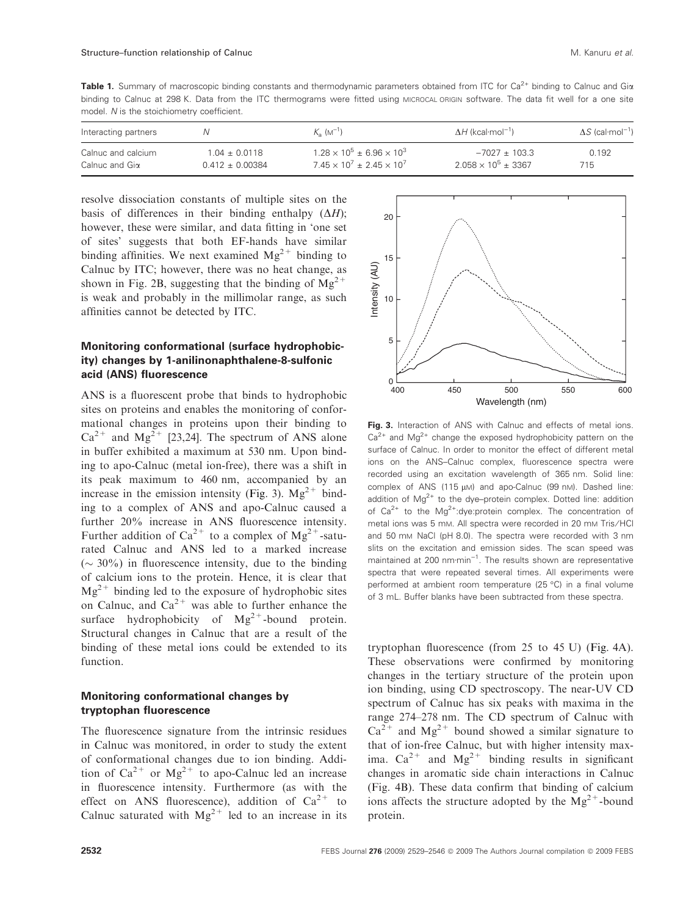**Table 1.** Summary of macroscopic binding constants and thermodynamic parameters obtained from ITC for $Ca^{2+}$ binding to Calnuc and Giα binding to Calnuc at 298 K. Data from the ITC thermograms were fitted using MICROCAL ORIGIN software. The data fit well for a one site model. *N* is the stoichiometry coefficient.

| Interacting partners | $N$ | $K_a$ ($M^{-1}$) | $\Delta H$ (kcal·mol$^{-1}$) | $\Delta S$ (cal·mol$^{-1}$) |
|---|---|---|---|---|
| Calnuc and calcium | $1.04 \pm 0.0118$ | $1.28 \times 10^5 \pm 6.96 \times 10^3$ | $-7027 \pm 103.3$ | 0.192 |
| Calnuc and Giα | $0.412 \pm 0.00384$ | $7.45 \times 10^7 \pm 2.45 \times 10^7$ | $2.058 \times 10^5 \pm 3367$ | 715 |

resolve dissociation constants of multiple sites on the basis of differences in their binding enthalpy ($\Delta H$); however, these were similar, and data fitting in 'one set of sites' suggests that both EF-hands have similar binding affinities. We next examined $Mg^{2+}$ binding to Calnuc by ITC; however, there was no heat change, as shown in Fig. 2B, suggesting that the binding of $Mg^{2+}$ is weak and probably in the millimolar range, as such affinities cannot be detected by ITC.

### Monitoring conformational (surface hydrophobicity) changes by 1-anilinonaphthalene-8-sulfonic acid (ANS) fluorescence

ANS is a fluorescent probe that binds to hydrophobic sites on proteins and enables the monitoring of conformational changes in proteins upon their binding to $Ca^{2+}$ and $Mg^{2+}$ [23,24]. The spectrum of ANS alone in buffer exhibited a maximum at 530 nm. Upon binding to apo-Calnuc (metal ion-free), there was a shift in its peak maximum to 460 nm, accompanied by an increase in the emission intensity (Fig. 3). $Mg^{2+}$ binding to a complex of ANS and apo-Calnuc caused a further 20% increase in ANS fluorescence intensity. Further addition of $Ca^{2+}$ to a complex of $Mg^{2+}$-saturated Calnuc and ANS led to a marked increase (~ 30%) in fluorescence intensity, due to the binding of calcium ions to the protein. Hence, it is clear that $Mg^{2+}$ binding led to the exposure of hydrophobic sites on Calnuc, and $Ca^{2+}$ was able to further enhance the surface hydrophobicity of $Mg^{2+}$-bound protein. Structural changes in Calnuc that are a result of the binding of these metal ions could be extended to its function.

### Monitoring conformational changes by tryptophan fluorescence

The fluorescence signature from the intrinsic residues in Calnuc was monitored, in order to study the extent of conformational changes due to ion binding. Addition of $Ca^{2+}$ or $Mg^{2+}$ to apo-Calnuc led an increase in fluorescence intensity. Furthermore (as with the effect on ANS fluorescence), addition of $Ca^{2+}$ to Calnuc saturated with $Mg^{2+}$ led to an increase in its tryptophan fluorescence (from 25 to 45 U) (Fig. 4A). These observations were confirmed by monitoring changes in the tertiary structure of the protein upon ion binding, using CD spectroscopy. The near-UV CD spectrum of Calnuc has six peaks with maxima in the range 274–278 nm. The CD spectrum of Calnuc with $Ca^{2+}$ and $Mg^{2+}$ bound showed a similar signature to that of ion-free Calnuc, but with higher intensity maxima. $Ca^{2+}$ and $Mg^{2+}$ binding results in significant changes in aromatic side chain interactions in Calnuc (Fig. 4B). These data confirm that binding of calcium ions affects the structure adopted by the $Mg^{2+}$-bound protein.

**Fig. 3.** Interaction of ANS with Calnuc and effects of metal ions. $Ca^{2+}$ and $Mg^{2+}$ change the exposed hydrophobicity pattern on the surface of Calnuc. In order to monitor the effect of different metal ions on the ANS–Calnuc complex, fluorescence spectra were recorded using an excitation wavelength of 365 nm. Solid line: complex of ANS (115 μM) and apo-Calnuc (99 nM). Dashed line: addition of $Mg^{2+}$ to the dye–protein complex. Dotted line: addition of $Ca^{2+}$ to the $Mg^{2+}$:dye:protein complex. The concentration of metal ions was 5 mM. All spectra were recorded in 20 mM Tris/HCl and 50 mM NaCl (pH 8.0). The spectra were recorded with 3 nm slits on the excitation and emission sides. The scan speed was maintained at 200 nm·min$^{-1}$. The results shown are representative spectra that were repeated several times. All experiments were performed at ambient room temperature (25 °C) in a final volume of 3 mL. Buffer blanks have been subtracted from these spectra.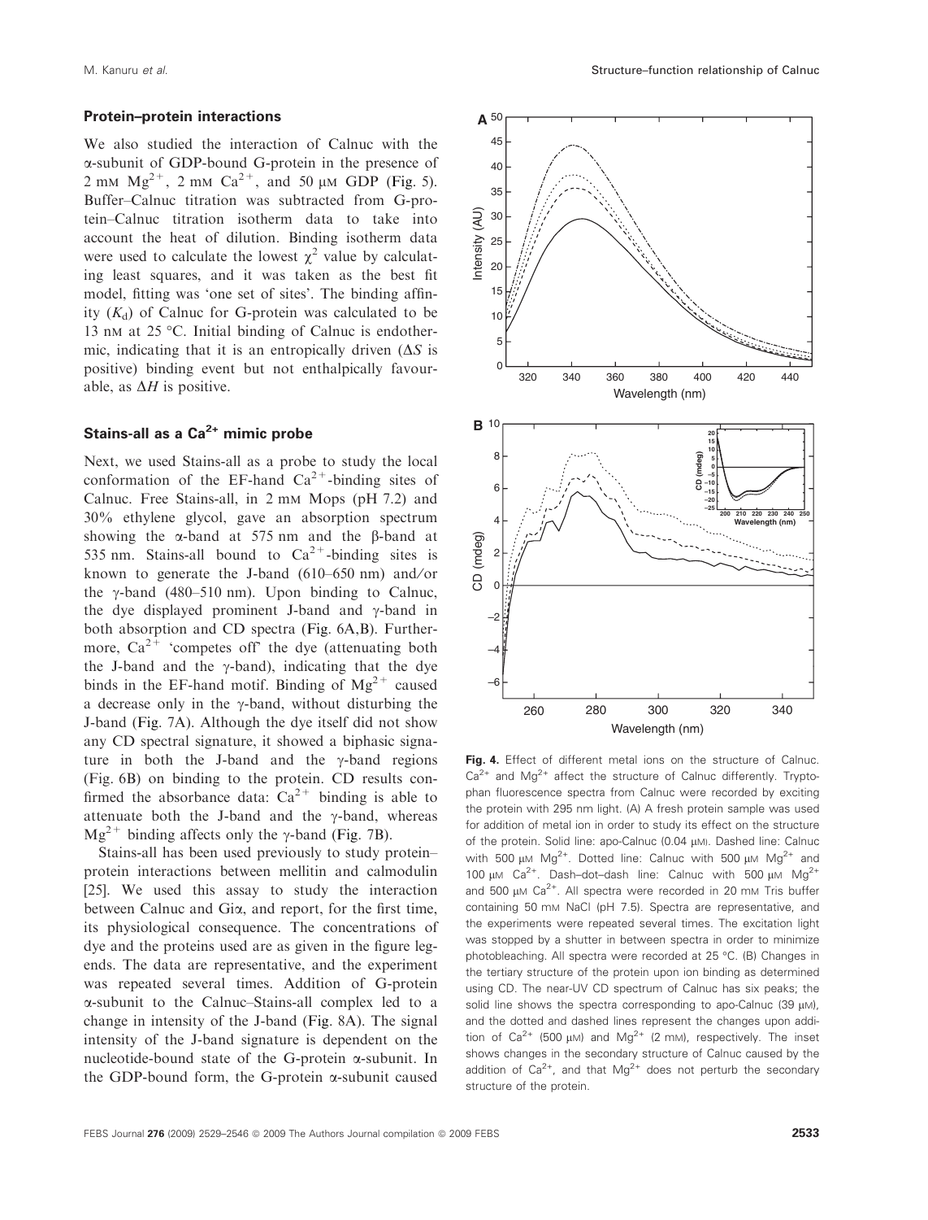### Protein–protein interactions

We also studied the interaction of Calnuc with the α-subunit of GDP-bound G-protein in the presence of 2 mM $Mg^{2+}$, 2 mM $Ca^{2+}$, and 50 μM GDP (Fig. 5). Buffer–Calnuc titration was subtracted from G-protein–Calnuc titration isotherm data to take into account the heat of dilution. Binding isotherm data were used to calculate the lowest $\chi^2$ value by calculating least squares, and it was taken as the best fit model, fitting was 'one set of sites'. The binding affinity ($K_d$) of Calnuc for G-protein was calculated to be 13 nM at 25 °C. Initial binding of Calnuc is endothermic, indicating that it is an entropically driven ($\Delta S$ is positive) binding event but not enthalpically favourable, as $\Delta H$ is positive.

### Stains-all as a $Ca^{2+}$ mimic probe

Next, we used Stains-all as a probe to study the local conformation of the EF-hand $Ca^{2+}$-binding sites of Calnuc. Free Stains-all, in 2 mM Mops (pH 7.2) and 30% ethylene glycol, gave an absorption spectrum showing the α-band at 575 nm and the β-band at 535 nm. Stains-all bound to $Ca^{2+}$-binding sites is known to generate the J-band (610–650 nm) and/or the γ-band (480–510 nm). Upon binding to Calnuc, the dye displayed prominent J-band and γ-band in both absorption and CD spectra (Fig. 6A,B). Furthermore, $Ca^{2+}$ 'competes off' the dye (attenuating both the J-band and the γ-band), indicating that the dye binds in the EF-hand motif. Binding of $Mg^{2+}$ caused a decrease only in the γ-band, without disturbing the J-band (Fig. 7A). Although the dye itself did not show any CD spectral signature, it showed a biphasic signature in both the J-band and the γ-band regions (Fig. 6B) on binding to the protein. CD results confirmed the absorbance data: $Ca^{2+}$ binding is able to attenuate both the J-band and the γ-band, whereas $Mg^{2+}$ binding affects only the γ-band (Fig. 7B).

Stains-all has been used previously to study protein–protein interactions between mellitin and calmodulin [25]. We used this assay to study the interaction between Calnuc and Giα, and report, for the first time, its physiological consequence. The concentrations of dye and the proteins used are as given in the figure legends. The data are representative, and the experiment was repeated several times. Addition of G-protein α-subunit to the Calnuc–Stains-all complex led to a change in intensity of the J-band (Fig. 8A). The signal intensity of the J-band signature is dependent on the nucleotide-bound state of the G-protein α-subunit. In the GDP-bound form, the G-protein α-subunit caused

**Fig. 4.** Effect of different metal ions on the structure of Calnuc. $Ca^{2+}$ and $Mg^{2+}$ affect the structure of Calnuc differently. Tryptophan fluorescence spectra from Calnuc were recorded by exciting the protein with 295 nm light. (A) A fresh protein sample was used for addition of metal ion in order to study its effect on the structure of the protein. Solid line: apo-Calnuc (0.04 μM). Dashed line: Calnuc with 500 μM $Mg^{2+}$. Dotted line: Calnuc with 500 μM $Mg^{2+}$ and 100 μM $Ca^{2+}$. Dash–dot–dash line: Calnuc with 500 μM $Mg^{2+}$ and 500 μM $Ca^{2+}$. All spectra were recorded in 20 mM Tris buffer containing 50 mM NaCl (pH 7.5). Spectra are representative, and the experiments were repeated several times. The excitation light was stopped by a shutter in between spectra in order to minimize photobleaching. All spectra were recorded at 25 °C. (B) Changes in the tertiary structure of the protein upon ion binding as determined using CD. The near-UV CD spectrum of Calnuc has six peaks; the solid line shows the spectra corresponding to apo-Calnuc (39 μM), and the dotted and dashed lines represent the changes upon addition of $Ca^{2+}$ (500 μM) and $Mg^{2+}$ (2 mM), respectively. The inset shows changes in the secondary structure of Calnuc caused by the addition of $Ca^{2+}$, and that $Mg^{2+}$ does not perturb the secondary structure of the protein.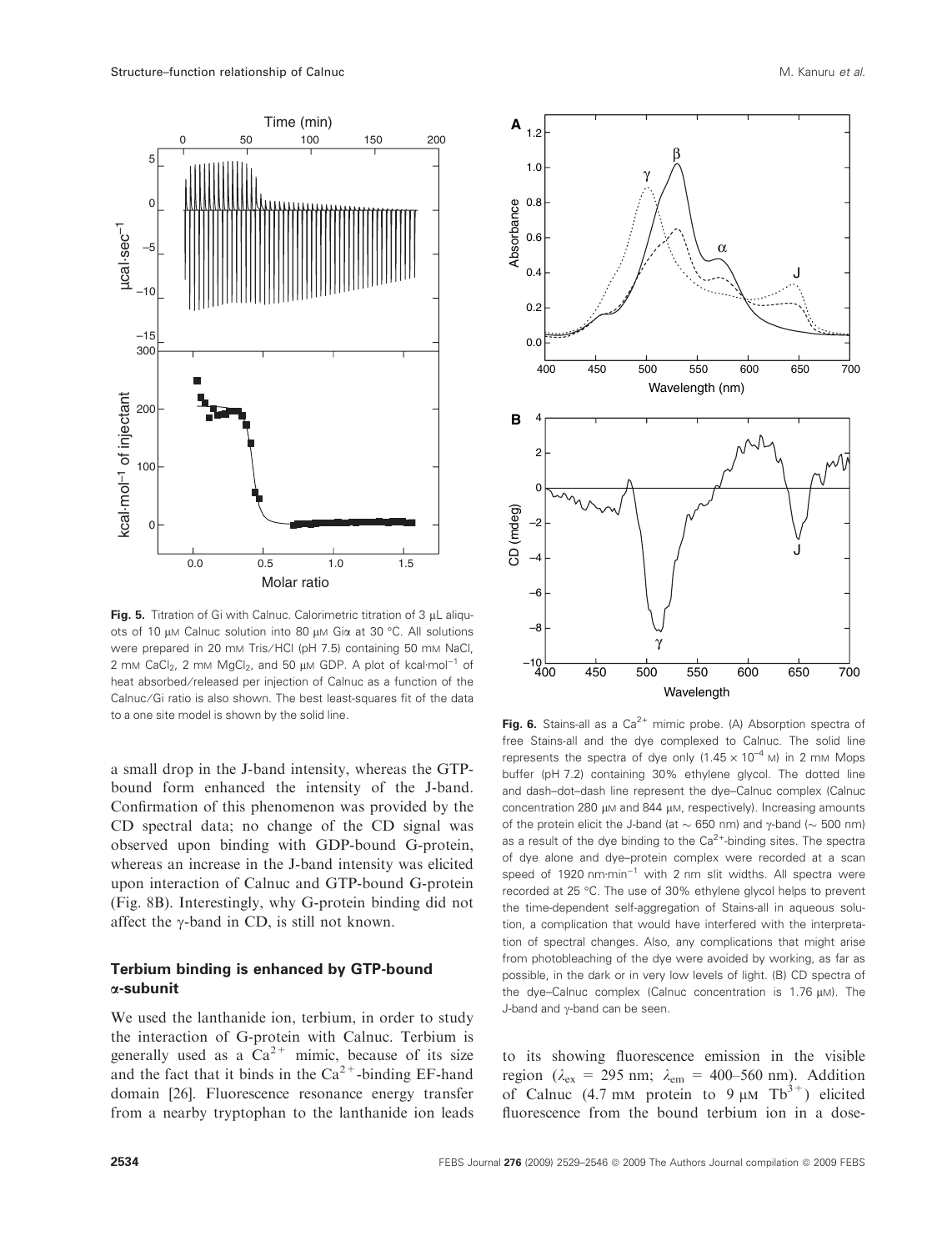**Fig. 5.** Titration of Gi with Calnuc. Calorimetric titration of 3 μL aliquots of 10 μM Calnuc solution into 80 μM Giα at 30 °C. All solutions were prepared in 20 mM Tris/HCl (pH 7.5) containing 50 mM NaCl, 2 mM $CaCl_2$, 2 mM $MgCl_2$, and 50 μM GDP. A plot of kcal·mol$^{-1}$ of heat absorbed/released per injection of Calnuc as a function of the Calnuc/Gi ratio is also shown. The best least-squares fit of the data to a one site model is shown by the solid line.

a small drop in the J-band intensity, whereas the GTP-bound form enhanced the intensity of the J-band. Confirmation of this phenomenon was provided by the CD spectral data; no change of the CD signal was observed upon binding with GDP-bound G-protein, whereas an increase in the J-band intensity was elicited upon interaction of Calnuc and GTP-bound G-protein (Fig. 8B). Interestingly, why G-protein binding did not affect the γ-band in CD, is still not known.

## Terbium binding is enhanced by GTP-bound α-subunit

We used the lanthanide ion, terbium, in order to study the interaction of G-protein with Calnuc. Terbium is generally used as a $Ca^{2+}$ mimic, because of its size and the fact that it binds in the $Ca^{2+}$-binding EF-hand domain [26]. Fluorescence resonance energy transfer from a nearby tryptophan to the lanthanide ion leads to its showing fluorescence emission in the visible region ($\lambda_{ex}$ = 295 nm; $\lambda_{em}$ = 400–560 nm). Addition of Calnuc (4.7 mM protein to 9 μM $Tb^{3+}$) elicited fluorescence from the bound terbium ion in a dose-

**Fig. 6.** Stains-all as a $Ca^{2+}$ mimic probe. (A) Absorption spectra of free Stains-all and the dye complexed to Calnuc. The solid line represents the spectra of dye only ($1.45 \times 10^{-4}$ M) in 2 mM Mops buffer (pH 7.2) containing 30% ethylene glycol. The dotted line and dash–dot–dash line represent the dye–Calnuc complex (Calnuc concentration 280 μM and 844 μM, respectively). Increasing amounts of the protein elicit the J-band (at ~ 650 nm) and γ-band (~ 500 nm) as a result of the dye binding to the $Ca^{2+}$-binding sites. The spectra of dye alone and dye–protein complex were recorded at a scan speed of 1920 nm·min$^{-1}$ with 2 nm slit widths. All spectra were recorded at 25 °C. The use of 30% ethylene glycol helps to prevent the time-dependent self-aggregation of Stains-all in aqueous solution, a complication that would have interfered with the interpretation of spectral changes. Also, any complications that might arise from photobleaching of the dye were avoided by working, as far as possible, in the dark or in very low levels of light. (B) CD spectra of the dye–Calnuc complex (Calnuc concentration is 1.76 μM). The J-band and γ-band can be seen.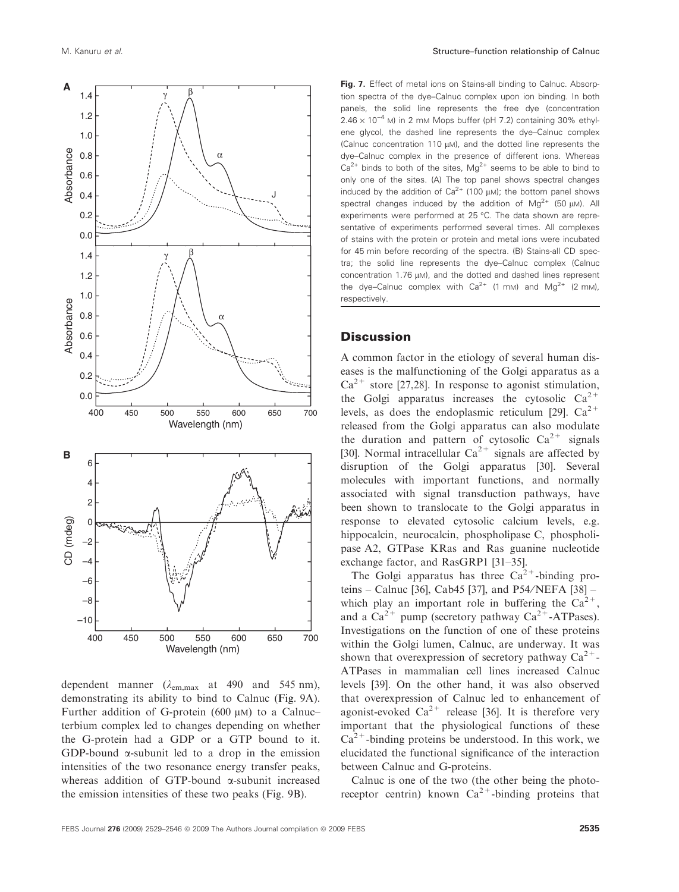**Fig. 7.** Effect of metal ions on Stains-all binding to Calnuc. Absorption spectra of the dye–Calnuc complex upon ion binding. In both panels, the solid line represents the free dye (concentration $2.46 \times 10^{-4}$ M) in 2 mM Mops buffer (pH 7.2) containing 30% ethylene glycol, the dashed line represents the dye–Calnuc complex (Calnuc concentration 110 μM), and the dotted line represents the dye–Calnuc complex in the presence of different ions. Whereas $Ca^{2+}$ binds to both of the sites, $Mg^{2+}$ seems to be able to bind to only one of the sites. (A) The top panel shows spectral changes induced by the addition of $Ca^{2+}$ (100 μM); the bottom panel shows spectral changes induced by the addition of $Mg^{2+}$ (50 μM). All experiments were performed at 25 °C. The data shown are representative of experiments performed several times. All complexes of stains with the protein or protein and metal ions were incubated for 45 min before recording of the spectra. (B) Stains-all CD spectra; the solid line represents the dye–Calnuc complex (Calnuc concentration 1.76 μM), and the dotted and dashed lines represent the dye–Calnuc complex with $Ca^{2+}$ (1 mM) and $Mg^{2+}$ (2 mM), respectively.

dependent manner ($\lambda_{em,max}$ at 490 and 545 nm), demonstrating its ability to bind to Calnuc (Fig. 9A). Further addition of G-protein (600 μM) to a Calnuc–terbium complex led to changes depending on whether the G-protein had a GDP or a GTP bound to it. GDP-bound α-subunit led to a drop in the emission intensities of the two resonance energy transfer peaks, whereas addition of GTP-bound α-subunit increased the emission intensities of these two peaks (Fig. 9B).

## Discussion

A common factor in the etiology of several human diseases is the malfunctioning of the Golgi apparatus as a $Ca^{2+}$ store [27,28]. In response to agonist stimulation, the Golgi apparatus increases the cytosolic $Ca^{2+}$ levels, as does the endoplasmic reticulum [29]. $Ca^{2+}$ released from the Golgi apparatus can also modulate the duration and pattern of cytosolic $Ca^{2+}$ signals [30]. Normal intracellular $Ca^{2+}$ signals are affected by disruption of the Golgi apparatus [30]. Several molecules with important functions, and normally associated with signal transduction pathways, have been shown to translocate to the Golgi apparatus in response to elevated cytosolic calcium levels, e.g. hippocalcin, neurocalcin, phospholipase C, phospholipase A2, GTPase KRas and Ras guanine nucleotide exchange factor, and RasGRP1 [31–35].

The Golgi apparatus has three $Ca^{2+}$-binding proteins – Calnuc [36], Cab45 [37], and P54/NEFA [38] – which play an important role in buffering the $Ca^{2+}$, and a $Ca^{2+}$ pump (secretory pathway $Ca^{2+}$-ATPases). Investigations on the function of one of these proteins within the Golgi lumen, Calnuc, are underway. It was shown that overexpression of secretory pathway $Ca^{2+}$-ATPases in mammalian cell lines increased Calnuc levels [39]. On the other hand, it was also observed that overexpression of Calnuc led to enhancement of agonist-evoked $Ca^{2+}$ release [36]. It is therefore very important that the physiological functions of these $Ca^{2+}$-binding proteins be understood. In this work, we elucidated the functional significance of the interaction between Calnuc and G-proteins.

Calnuc is one of the two (the other being the photoreceptor centrin) known $Ca^{2+}$-binding proteins that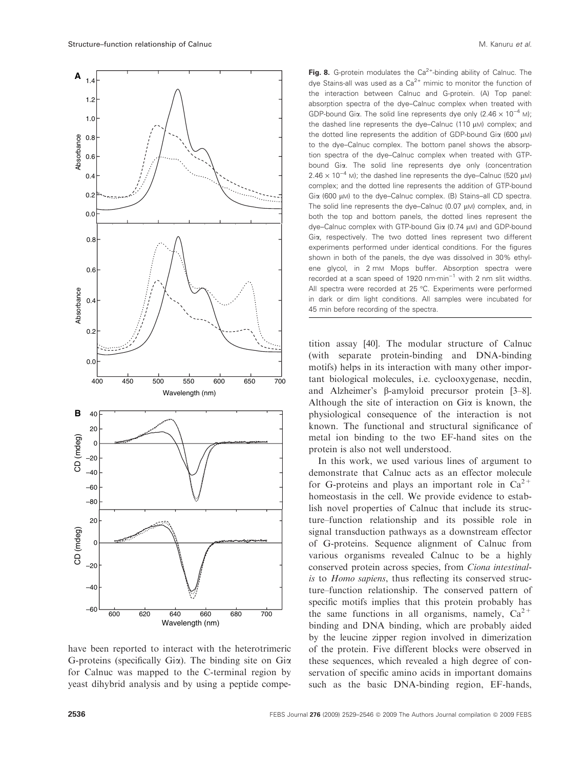**Fig. 8.** G-protein modulates the $Ca^{2+}$-binding ability of Calnuc. The dye Stains-all was used as a $Ca^{2+}$ mimic to monitor the function of the interaction between Calnuc and G-protein. (A) Top panel: absorption spectra of the dye–Calnuc complex when treated with GDP-bound Giα. The solid line represents dye only ($2.46 \times 10^{-4}$ M); the dashed line represents the dye–Calnuc (110 μM) complex; and the dotted line represents the addition of GDP-bound Giα (600 μM) to the dye–Calnuc complex. The bottom panel shows the absorption spectra of the dye–Calnuc complex when treated with GTP-bound Giα. The solid line represents dye only (concentration $2.46 \times 10^{-4}$ M); the dashed line represents the dye–Calnuc (520 μM) complex; and the dotted line represents the addition of GTP-bound Giα (600 μM) to the dye–Calnuc complex. (B) Stains–all CD spectra. The solid line represents the dye–Calnuc (0.07 μM) complex, and, in both the top and bottom panels, the dotted lines represent the dye–Calnuc complex with GTP-bound Giα (0.74 μM) and GDP-bound Giα, respectively. The two dotted lines represent two different experiments performed under identical conditions. For the figures shown in both of the panels, the dye was dissolved in 30% ethylene glycol, in 2 mM Mops buffer. Absorption spectra were recorded at a scan speed of 1920 nm·min$^{-1}$ with 2 nm slit widths. All spectra were recorded at 25 °C. Experiments were performed in dark or dim light conditions. All samples were incubated for 45 min before recording of the spectra.

have been reported to interact with the heterotrimeric G-proteins (specifically Giα). The binding site on Giα for Calnuc was mapped to the C-terminal region by yeast dihybrid analysis and by using a peptide competition assay [40]. The modular structure of Calnuc (with separate protein-binding and DNA-binding motifs) helps in its interaction with many other important biological molecules, i.e. cyclooxygenase, necdin, and Alzheimer's β-amyloid precursor protein [3–8]. Although the site of interaction on Giα is known, the physiological consequence of the interaction is not known. The functional and structural significance of metal ion binding to the two EF-hand sites on the protein is also not well understood.

In this work, we used various lines of argument to demonstrate that Calnuc acts as an effector molecule for G-proteins and plays an important role in $Ca^{2+}$ homeostasis in the cell. We provide evidence to establish novel properties of Calnuc that include its structure–function relationship and its possible role in signal transduction pathways as a downstream effector of G-proteins. Sequence alignment of Calnuc from various organisms revealed Calnuc to be a highly conserved protein across species, from *Ciona intestinalis* to *Homo sapiens*, thus reflecting its conserved structure–function relationship. The conserved pattern of specific motifs implies that this protein probably has the same functions in all organisms, namely, $Ca^{2+}$ binding and DNA binding, which are probably aided by the leucine zipper region involved in dimerization of the protein. Five different blocks were observed in these sequences, which revealed a high degree of conservation of specific amino acids in important domains such as the basic DNA-binding region, EF-hands,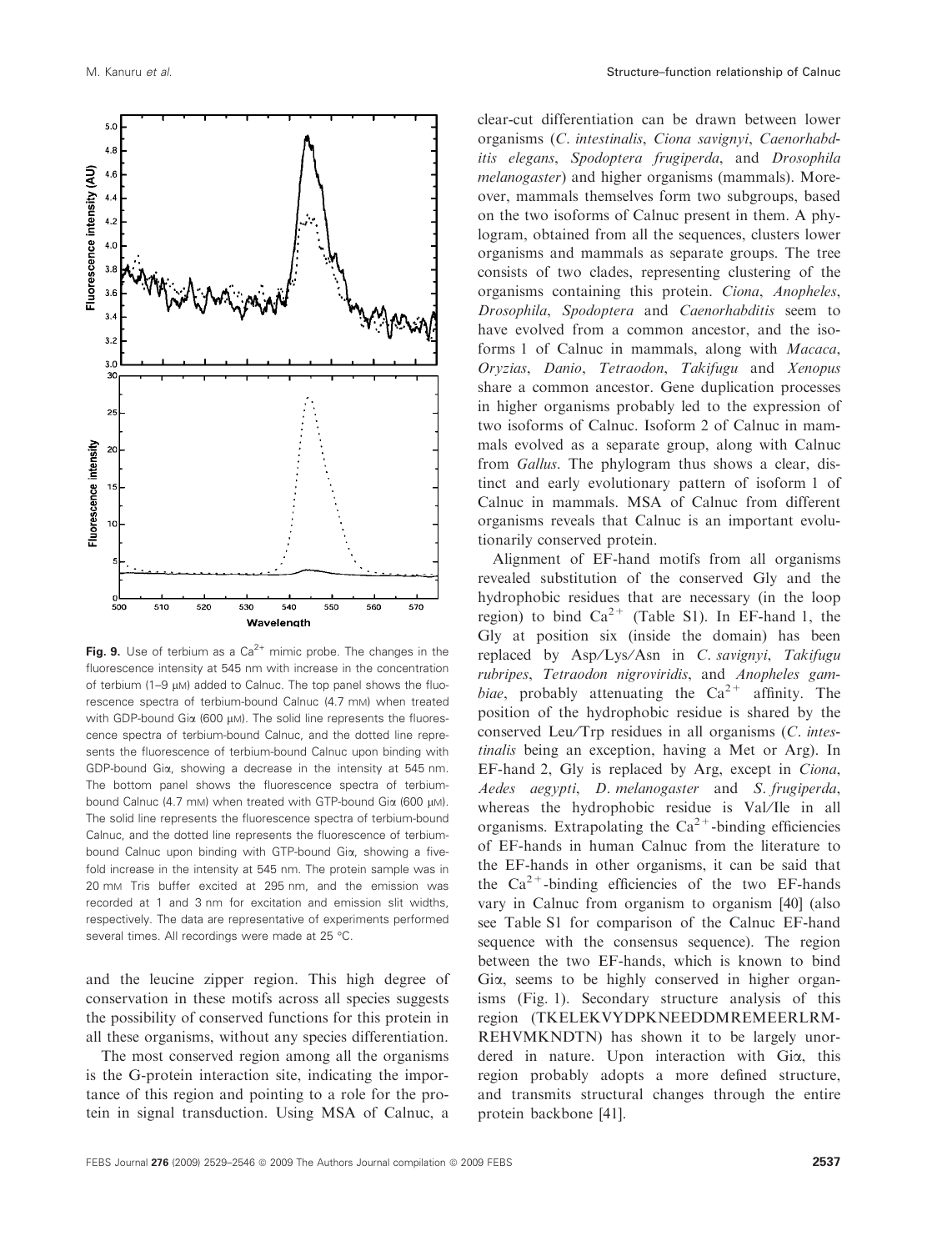**Fig. 9.** Use of terbium as a $Ca^{2+}$ mimic probe. The changes in the fluorescence intensity at 545 nm with increase in the concentration of terbium (1–9 μM) added to Calnuc. The top panel shows the fluorescence spectra of terbium-bound Calnuc (4.7 mM) when treated with GDP-bound Giα (600 μM). The solid line represents the fluorescence spectra of terbium-bound Calnuc, and the dotted line represents the fluorescence of terbium-bound Calnuc upon binding with GDP-bound Giα, showing a decrease in the intensity at 545 nm. The bottom panel shows the fluorescence spectra of terbium-bound Calnuc (4.7 mM) when treated with GTP-bound Giα (600 μM). The solid line represents the fluorescence spectra of terbium-bound Calnuc, and the dotted line represents the fluorescence of terbium-bound Calnuc upon binding with GTP-bound Giα, showing a five-fold increase in the intensity at 545 nm. The protein sample was in 20 mM Tris buffer excited at 295 nm, and the emission was recorded at 1 and 3 nm for excitation and emission slit widths, respectively. The data are representative of experiments performed several times. All recordings were made at 25 °C.

and the leucine zipper region. This high degree of conservation in these motifs across all species suggests the possibility of conserved functions for this protein in all these organisms, without any species differentiation.

The most conserved region among all the organisms is the G-protein interaction site, indicating the importance of this region and pointing to a role for the protein in signal transduction. Using MSA of Calnuc, a clear-cut differentiation can be drawn between lower organisms (*C. intestinalis*, *Ciona savignyi*, *Caenorhabditis elegans*, *Spodoptera frugiperda*, and *Drosophila melanogaster*) and higher organisms (mammals). Moreover, mammals themselves form two subgroups, based on the two isoforms of Calnuc present in them. A phylogram, obtained from all the sequences, clusters lower organisms and mammals as separate groups. The tree consists of two clades, representing clustering of the organisms containing this protein. *Ciona*, *Anopheles*, *Drosophila*, *Spodoptera* and *Caenorhabditis* seem to have evolved from a common ancestor, and the isoforms 1 of Calnuc in mammals, along with *Macaca*, *Oryzias*, *Danio*, *Tetraodon*, *Takifugu* and *Xenopus* share a common ancestor. Gene duplication processes in higher organisms probably led to the expression of two isoforms of Calnuc. Isoform 2 of Calnuc in mammals evolved as a separate group, along with Calnuc from *Gallus*. The phylogram thus shows a clear, distinct and early evolutionary pattern of isoform 1 of Calnuc in mammals. MSA of Calnuc from different organisms reveals that Calnuc is an important evolutionarily conserved protein.

Alignment of EF-hand motifs from all organisms revealed substitution of the conserved Gly and the hydrophobic residues that are necessary (in the loop region) to bind $Ca^{2+}$ (Table S1). In EF-hand 1, the Gly at position six (inside the domain) has been replaced by Asp/Lys/Asn in *C. savignyi*, *Takifugu rubripes*, *Tetraodon nigroviridis*, and *Anopheles gambiae*, probably attenuating the $Ca^{2+}$ affinity. The position of the hydrophobic residue is shared by the conserved Leu/Trp residues in all organisms (*C. intestinalis* being an exception, having a Met or Arg). In EF-hand 2, Gly is replaced by Arg, except in *Ciona*, *Aedes aegypti*, *D. melanogaster* and *S. frugiperda*, whereas the hydrophobic residue is Val/Ile in all organisms. Extrapolating the $Ca^{2+}$-binding efficiencies of EF-hands in human Calnuc from the literature to the EF-hands in other organisms, it can be said that the $Ca^{2+}$-binding efficiencies of the two EF-hands vary in Calnuc from organism to organism [40] (also see Table S1 for comparison of the Calnuc EF-hand sequence with the consensus sequence). The region between the two EF-hands, which is known to bind Giα, seems to be highly conserved in higher organisms (Fig. 1). Secondary structure analysis of this region (TKELEKVYDPKNEEDDMREMEERLRMREHVMKNDTN) has shown it to be largely unordered in nature. Upon interaction with Giα, this region probably adopts a more defined structure, and transmits structural changes through the entire protein backbone [41].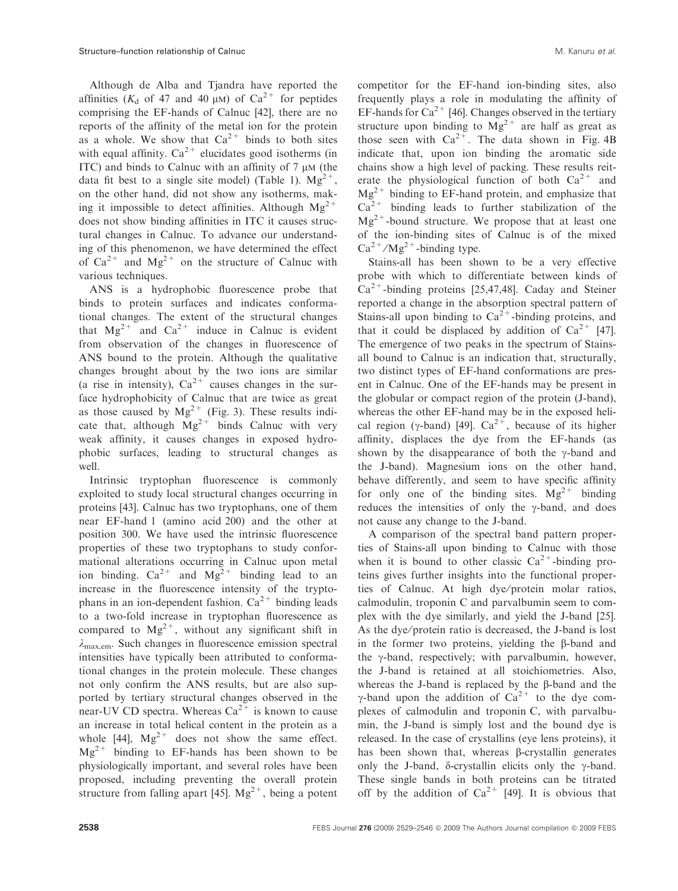Although de Alba and Tjandra have reported the affinities ($K_d$ of 47 and 40 μM) of $Ca^{2+}$ for peptides comprising the EF-hands of Calnuc [42], there are no reports of the affinity of the metal ion for the protein as a whole. We show that $Ca^{2+}$ binds to both sites with equal affinity. $Ca^{2+}$ elucidates good isotherms (in ITC) and binds to Calnuc with an affinity of 7 μM (the data fit best to a single site model) (Table 1). $Mg^{2+}$, on the other hand, did not show any isotherms, making it impossible to detect affinities. Although $Mg^{2+}$ does not show binding affinities in ITC it causes structural changes in Calnuc. To advance our understanding of this phenomenon, we have determined the effect of $Ca^{2+}$ and $Mg^{2+}$ on the structure of Calnuc with various techniques.

ANS is a hydrophobic fluorescence probe that binds to protein surfaces and indicates conformational changes. The extent of the structural changes that $Mg^{2+}$ and $Ca^{2+}$ induce in Calnuc is evident from observation of the changes in fluorescence of ANS bound to the protein. Although the qualitative changes brought about by the two ions are similar (a rise in intensity), $Ca^{2+}$ causes changes in the surface hydrophobicity of Calnuc that are twice as great as those caused by $Mg^{2+}$ (Fig. 3). These results indicate that, although $Mg^{2+}$ binds Calnuc with very weak affinity, it causes changes in exposed hydrophobic surfaces, leading to structural changes as well.

Intrinsic tryptophan fluorescence is commonly exploited to study local structural changes occurring in proteins [43]. Calnuc has two tryptophans, one of them near EF-hand 1 (amino acid 200) and the other at position 300. We have used the intrinsic fluorescence properties of these two tryptophans to study conformational alterations occurring in Calnuc upon metal ion binding. $Ca^{2+}$ and $Mg^{2+}$ binding lead to an increase in the fluorescence intensity of the tryptophans in an ion-dependent fashion. $Ca^{2+}$ binding leads to a two-fold increase in tryptophan fluorescence as compared to $Mg^{2+}$, without any significant shift in $\lambda_{max,em}$. Such changes in fluorescence emission spectral intensities have typically been attributed to conformational changes in the protein molecule. These changes not only confirm the ANS results, but are also supported by tertiary structural changes observed in the near-UV CD spectra. Whereas $Ca^{2+}$ is known to cause an increase in total helical content in the protein as a whole [44], $Mg^{2+}$ does not show the same effect. $Mg^{2+}$ binding to EF-hands has been shown to be physiologically important, and several roles have been proposed, including preventing the overall protein structure from falling apart [45]. $Mg^{2+}$, being a potent competitor for the EF-hand ion-binding sites, also frequently plays a role in modulating the affinity of EF-hands for $Ca^{2+}$ [46]. Changes observed in the tertiary structure upon binding to $Mg^{2+}$ are half as great as those seen with $Ca^{2+}$. The data shown in Fig. 4B indicate that, upon ion binding the aromatic side chains show a high level of packing. These results reiterate the physiological function of both $Ca^{2+}$ and $Mg^{2+}$ binding to EF-hand protein, and emphasize that $Ca^{2+}$ binding leads to further stabilization of the $Mg^{2+}$-bound structure. We propose that at least one of the ion-binding sites of Calnuc is of the mixed $Ca^{2+}$/$Mg^{2+}$-binding type.

Stains-all has been shown to be a very effective probe with which to differentiate between kinds of $Ca^{2+}$-binding proteins [25,47,48]. Caday and Steiner reported a change in the absorption spectral pattern of Stains-all upon binding to $Ca^{2+}$-binding proteins, and that it could be displaced by addition of $Ca^{2+}$ [47]. The emergence of two peaks in the spectrum of Stains-all bound to Calnuc is an indication that, structurally, two distinct types of EF-hand conformations are present in Calnuc. One of the EF-hands may be present in the globular or compact region of the protein (J-band), whereas the other EF-hand may be in the exposed helical region (γ-band) [49]. $Ca^{2+}$, because of its higher affinity, displaces the dye from the EF-hands (as shown by the disappearance of both the γ-band and the J-band). Magnesium ions on the other hand, behave differently, and seem to have specific affinity for only one of the binding sites. $Mg^{2+}$ binding reduces the intensities of only the γ-band, and does not cause any change to the J-band.

A comparison of the spectral band pattern properties of Stains-all upon binding to Calnuc with those when it is bound to other classic $Ca^{2+}$-binding proteins gives further insights into the functional properties of Calnuc. At high dye/protein molar ratios, calmodulin, troponin C and parvalbumin seem to complex with the dye similarly, and yield the J-band [25]. As the dye/protein ratio is decreased, the J-band is lost in the former two proteins, yielding the β-band and the γ-band, respectively; with parvalbumin, however, the J-band is retained at all stoichiometries. Also, whereas the J-band is replaced by the β-band and the γ-band upon the addition of $Ca^{2+}$ to the dye complexes of calmodulin and troponin C, with parvalbumin, the J-band is simply lost and the bound dye is released. In the case of crystallins (eye lens proteins), it has been shown that, whereas β-crystallin generates only the J-band, δ-crystallin elicits only the γ-band. These single bands in both proteins can be titrated off by the addition of $Ca^{2+}$ [49]. It is obvious that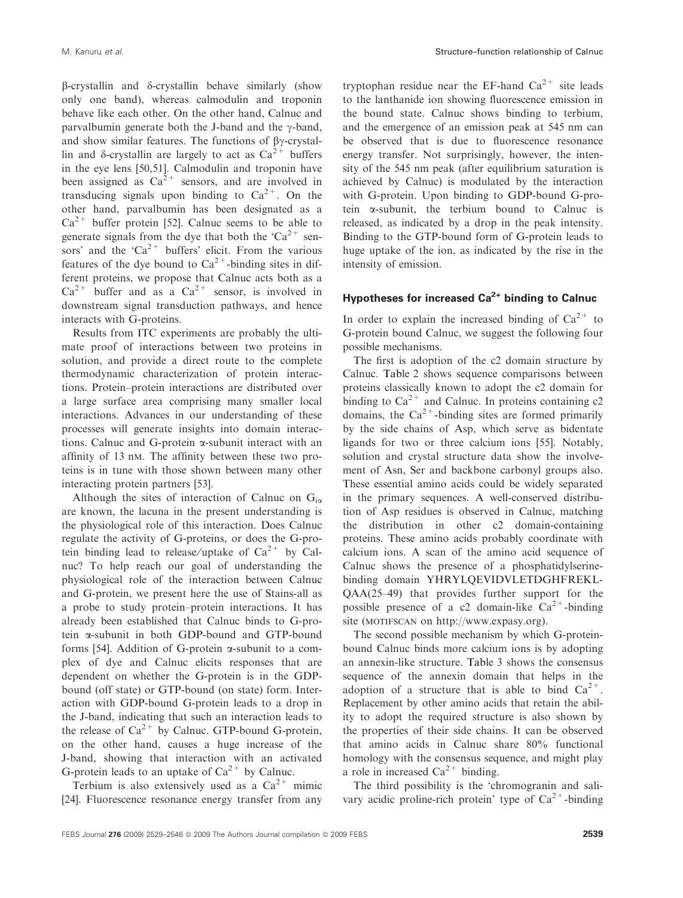β-crystallin and δ-crystallin behave similarly (show only one band), whereas calmodulin and troponin behave like each other. On the other hand, Calnuc and parvalbumin generate both the J-band and the γ-band, and show similar features. The functions of βγ-crystallin and δ-crystallin are largely to act as $Ca^{2+}$ buffers in the eye lens [50,51]. Calmodulin and troponin have been assigned as $Ca^{2+}$ sensors, and are involved in transducing signals upon binding to $Ca^{2+}$. On the other hand, parvalbumin has been designated as a $Ca^{2+}$ buffer protein [52]. Calnuc seems to be able to generate signals from the dye that both the '$Ca^{2+}$ sensors' and the '$Ca^{2+}$ buffers' elicit. From the various features of the dye bound to $Ca^{2+}$-binding sites in different proteins, we propose that Calnuc acts both as a $Ca^{2+}$ buffer and as a $Ca^{2+}$ sensor, is involved in downstream signal transduction pathways, and hence interacts with G-proteins.

Results from ITC experiments are probably the ultimate proof of interactions between two proteins in solution, and provide a direct route to the complete thermodynamic characterization of protein interactions. Protein–protein interactions are distributed over a large surface area comprising many smaller local interactions. Advances in our understanding of these processes will generate insights into domain interactions. Calnuc and G-protein α-subunit interact with an affinity of 13 nM. The affinity between these two proteins is in tune with those shown between many other interacting protein partners [53].

Although the sites of interaction of Calnuc on $G_{i\alpha}$ are known, the lacuna in the present understanding is the physiological role of this interaction. Does Calnuc regulate the activity of G-proteins, or does the G-protein binding lead to release/uptake of $Ca^{2+}$ by Calnuc? To help reach our goal of understanding the physiological role of the interaction between Calnuc and G-protein, we present here the use of Stains-all as a probe to study protein–protein interactions. It has already been established that Calnuc binds to G-protein α-subunit in both GDP-bound and GTP-bound forms [54]. Addition of G-protein α-subunit to a complex of dye and Calnuc elicits responses that are dependent on whether the G-protein is in the GDP-bound (off state) or GTP-bound (on state) form. Interaction with GDP-bound G-protein leads to a drop in the J-band, indicating that such an interaction leads to the release of $Ca^{2+}$ by Calnuc. GTP-bound G-protein, on the other hand, causes a huge increase of the J-band, showing that interaction with an activated G-protein leads to an uptake of $Ca^{2+}$ by Calnuc.

Terbium is also extensively used as a $Ca^{2+}$ mimic [24]. Fluorescence resonance energy transfer from any tryptophan residue near the EF-hand $Ca^{2+}$ site leads to the lanthanide ion showing fluorescence emission in the bound state. Calnuc shows binding to terbium, and the emergence of an emission peak at 545 nm can be observed that is due to fluorescence resonance energy transfer. Not surprisingly, however, the intensity of the 545 nm peak (after equilibrium saturation is achieved by Calnuc) is modulated by the interaction with G-protein. Upon binding to GDP-bound G-protein α-subunit, the terbium bound to Calnuc is released, as indicated by a drop in the peak intensity. Binding to the GTP-bound form of G-protein leads to huge uptake of the ion, as indicated by the rise in the intensity of emission.

## Hypotheses for increased $Ca^{2+}$ binding to Calnuc

In order to explain the increased binding of $Ca^{2+}$ to G-protein bound Calnuc, we suggest the following four possible mechanisms.

The first is adoption of the c2 domain structure by Calnuc. Table 2 shows sequence comparisons between proteins classically known to adopt the c2 domain for binding to $Ca^{2+}$ and Calnuc. In proteins containing c2 domains, the $Ca^{2+}$-binding sites are formed primarily by the side chains of Asp, which serve as bidentate ligands for two or three calcium ions [55]. Notably, solution and crystal structure data show the involvement of Asn, Ser and backbone carbonyl groups also. These essential amino acids could be widely separated in the primary sequences. A well-conserved distribution of Asp residues is observed in Calnuc, matching the distribution in other c2 domain-containing proteins. These amino acids probably coordinate with calcium ions. A scan of the amino acid sequence of Calnuc shows the presence of a phosphatidylserine-binding domain YHRYLQEVIDVLETDGHFREKLQAA(25–49) that provides further support for the possible presence of a c2 domain-like $Ca^{2+}$-binding site (MOTIFSCAN on http://www.expasy.org).

The second possible mechanism by which G-protein-bound Calnuc binds more calcium ions is by adopting an annexin-like structure. Table 3 shows the consensus sequence of the annexin domain that helps in the adoption of a structure that is able to bind $Ca^{2+}$. Replacement by other amino acids that retain the ability to adopt the required structure is also shown by the properties of their side chains. It can be observed that amino acids in Calnuc share 80% functional homology with the consensus sequence, and might play a role in increased $Ca^{2+}$ binding.

The third possibility is the 'chromogranin and salivary acidic proline-rich protein' type of $Ca^{2+}$-binding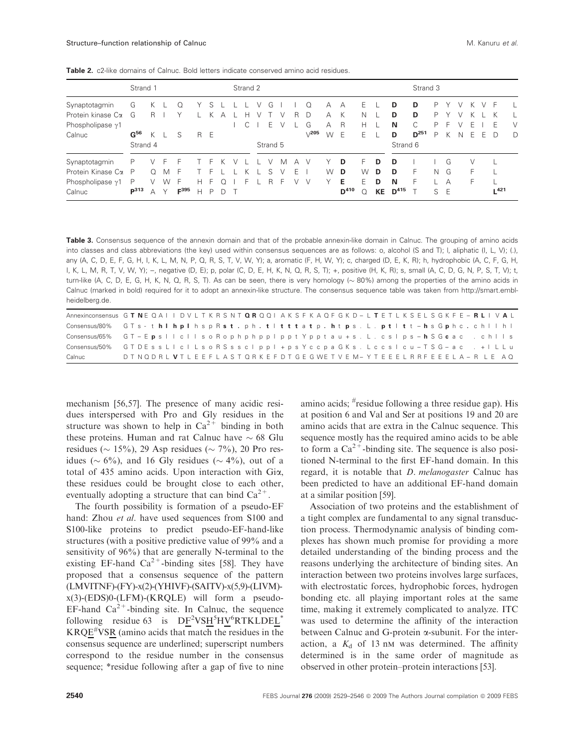**Table 2.** c2-like domains of Calnuc. Bold letters indicate conserved amino acid residues.

| | Strand 1 | | | | | | | Strand 2 | | | | | | | | | | | | | Strand 3 | | | | | | | | |
|---|---|---|---|---|---|---|---|---|---|---|---|---|---|---|---|---|---|---|---|---|---|---|---|---|---|---|---|---|---|
| Synaptotagmin | G | K | L | Q | Y | S | L | L | L | V | G | I | I | Q | A | A | E | L | **D** | **D** | P | Y | V | K | V | F | L | | |
| Protein kinase Cα | G | R | I | Y | L | K | A | L | H | V | T | V | R | D | A | K | N | L | **D** | **D** | P | Y | V | K | L | K | L | | |
| Phospholipase γ1 | | | | | | | | I | C | I | E | V | L | G | A | R | H | L | **N** | C | P | F | V | E | I | E | V | | |
| Calnuc | **G**[56] | K | L | S | R | E | | | | | | | | V[205] | W | E | E | L | **D** | **D**[251] | P | K | N | E | E | D | D | | |
| | Strand 4 | | | | | | | | | Strand 5 | | | | | | | | | Strand 6 | | | | | | | | | | |
| Synaptotagmin | P | V | F | F | T | F | K | V | L | L | V | M | A | V | Y | **D** | F | **D** | **D** | I | I | G | V | L | | | | | |
| Protein Kinase Cα | P | Q | M | F | T | F | L | L | K | L | S | V | E | I | W | **D** | W | **D** | **D** | F | N | G | F | L | | | | | |
| Phospholipase γ1 | P | V | W | F | H | F | Q | I | F | L | R | F | V | V | Y | **E** | E | **D** | **N** | F | L | A | F | L | | | | | |
| Calnuc | **P**[313] | A | Y | **F**[395] | H | P | D | T | | | | | | | | **D**[410] | Q | **KE** | **D**[415] | T | S | E | | **L**[421] | | | | | |

**Table 3.** Consensus sequence of the annexin domain and that of the probable annexin-like domain in Calnuc. The grouping of amino acids into classes and class abbreviations (the key) used within consensus sequences are as follows: o, alcohol (S and T); l, aliphatic (I, L, V); (.), any (A, C, D, E, F, G, H, I, K, L, M, N, P, Q, R, S, T, V, W, Y); a, aromatic (F, H, W, Y); c, charged (D, E, K, R); h, hydrophobic (A, C, F, G, H, I, K, L, M, R, T, V, W, Y); –, negative (D, E); p, polar (C, D, E, H, K, N, Q, R, S, T); +, positive (H, K, R); s, small (A, C, D, G, N, P, S, T, V); t, turn-like (A, C, D, E, G, H, K, N, Q, R, S, T). As can be seen, there is very homology (~ 80%) among the properties of the amino acids in Calnuc (marked in bold) required for it to adopt an annexin-like structure. The consensus sequence table was taken from http://smart.embl-heidelberg.de.

| | |
|---|---|
| Annexinconsensus | G **T N** E Q A I I D V L T K R S N T **Q R** Q Q I A K S F K A Q F G K D – L **T** E T L K S E L S G K F E – **R L** I V **A** L |
| Consensus/80% | G T s - t **h l h p l** h s p R **s t .** p h . **t l t t t** a t p . **h** t **p** s . L . **p t** l **t** t – **h** s G **p** h c . c h l l h l |
| Consensus/65% | G T – E **p** s l l c l l s o R o p h p h p p l p p t Y p p t a u + s . L . c s l p s – **h** S G **c** a c . c h l l s |
| Consensus/50% | G T D E s s L l c l L s o R S s s c l p p l + p s Y c c p a G K s . L c c s l c u – T S G – a c . + l L L u |
| Calnuc | D T N Q D R L **V** T L E E F L A S T Q R K E F D T G E G W E T V E M – Y T E E E L R R F E E E L A – R L E A Q |

mechanism [56,57]. The presence of many acidic residues interspersed with Pro and Gly residues in the structure was shown to help in $Ca^{2+}$ binding in both these proteins. Human and rat Calnuc have ~ 68 Glu residues (~ 15%), 29 Asp residues (~ 7%), 20 Pro residues (~ 6%), and 16 Gly residues (~ 4%), out of a total of 435 amino acids. Upon interaction with Giα, these residues could be brought close to each other, eventually adopting a structure that can bind $Ca^{2+}$.

The fourth possibility is formation of a pseudo-EF hand: Zhou *et al.* have used sequences from S100 and S100-like proteins to predict pseudo-EF-hand-like structures (with a positive predictive value of 99% and a sensitivity of 96%) that are generally N-terminal to the existing EF-hand $Ca^{2+}$-binding sites [58]. They have proposed that a consensus sequence of the pattern (LMVITNF)-(FY)-x(2)-(YHIVF)-(SAITV)-x(5,9)-(LIVM)-x(3)-(EDS)0-(LFM)-(KRQLE) will form a pseudo-EF-hand $Ca^{2+}$-binding site. In Calnuc, the sequence following residue 63 is D<u>F</u>[2]VS<u>H</u>[5]H<u>V</u>[6]RTKLDE<u>L</u>* KRQ<u>E</u>#V<u>SR</u> (amino acids that match the residues in the consensus sequence are underlined; superscript numbers correspond to the residue number in the consensus sequence; *residue following after a gap of five to nine amino acids; #residue following a three residue gap). His at position 6 and Val and Ser at positions 19 and 20 are amino acids that are extra in the Calnuc sequence. This sequence mostly has the required amino acids to be able to form a $Ca^{2+}$-binding site. The sequence is also positioned N-terminal to the first EF-hand domain. In this regard, it is notable that *D. melanogaster* Calnuc has been predicted to have an additional EF-hand domain at a similar position [59].

Association of two proteins and the establishment of a tight complex are fundamental to any signal transduction process. Thermodynamic analysis of binding complexes has shown much promise for providing a more detailed understanding of the binding process and the reasons underlying the architecture of binding sites. An interaction between two proteins involves large surfaces, with electrostatic forces, hydrophobic forces, hydrogen bonding etc. all playing important roles at the same time, making it extremely complicated to analyze. ITC was used to determine the affinity of the interaction between Calnuc and G-protein α-subunit. For the interaction, a $K_d$ of 13 nM was determined. The affinity determined is in the same order of magnitude as observed in other protein–protein interactions [53].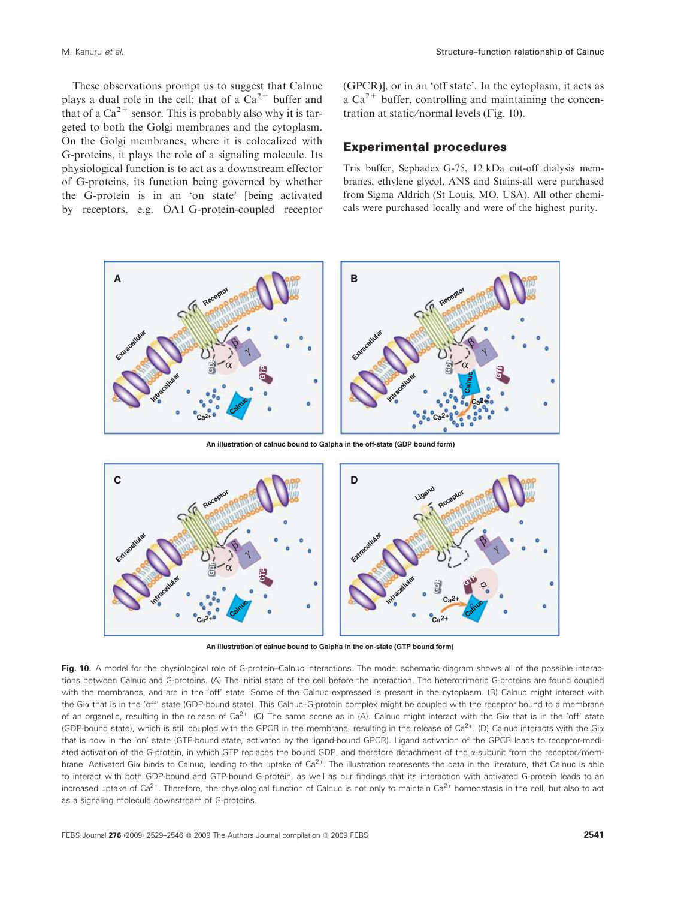These observations prompt us to suggest that Calnuc plays a dual role in the cell: that of a $Ca^{2+}$ buffer and that of a $Ca^{2+}$ sensor. This is probably also why it is targeted to both the Golgi membranes and the cytoplasm. On the Golgi membranes, where it is colocalized with G-proteins, it plays the role of a signaling molecule. Its physiological function is to act as a downstream effector of G-proteins, its function being governed by whether the G-protein is in an 'on state' [being activated by receptors, e.g. OA1 G-protein-coupled receptor (GPCR)], or in an 'off state'. In the cytoplasm, it acts as a $Ca^{2+}$ buffer, controlling and maintaining the concentration at static/normal levels (Fig. 10).

## Experimental procedures

Tris buffer, Sephadex G-75, 12 kDa cut-off dialysis membranes, ethylene glycol, ANS and Stains-all were purchased from Sigma Aldrich (St Louis, MO, USA). All other chemicals were purchased locally and were of the highest purity.

An illustration of calnuc bound to Galpha in the off-state (GDP bound form)

An illustration of calnuc bound to Galpha in the on-state (GTP bound form)

**Fig. 10.** A model for the physiological role of G-protein–Calnuc interactions. The model schematic diagram shows all of the possible interactions between Calnuc and G-proteins. (A) The initial state of the cell before the interaction. The heterotrimeric G-proteins are found coupled with the membranes, and are in the 'off' state. Some of the Calnuc expressed is present in the cytoplasm. (B) Calnuc might interact with the Giα that is in the 'off' state (GDP-bound state). This Calnuc–G-protein complex might be coupled with the receptor bound to a membrane of an organelle, resulting in the release of $Ca^{2+}$. (C) The same scene as in (A). Calnuc might interact with the Giα that is in the 'off' state (GDP-bound state), which is still coupled with the GPCR in the membrane, resulting in the release of $Ca^{2+}$. (D) Calnuc interacts with the Giα that is now in the 'on' state (GTP-bound state, activated by the ligand-bound GPCR). Ligand activation of the GPCR leads to receptor-mediated activation of the G-protein, in which GTP replaces the bound GDP, and therefore detachment of the α-subunit from the receptor/membrane. Activated Giα binds to Calnuc, leading to the uptake of $Ca^{2+}$. The illustration represents the data in the literature, that Calnuc is able to interact with both GDP-bound and GTP-bound G-protein, as well as our findings that its interaction with activated G-protein leads to an increased uptake of $Ca^{2+}$. Therefore, the physiological function of Calnuc is not only to maintain $Ca^{2+}$ homeostasis in the cell, but also to act as a signaling molecule downstream of G-proteins.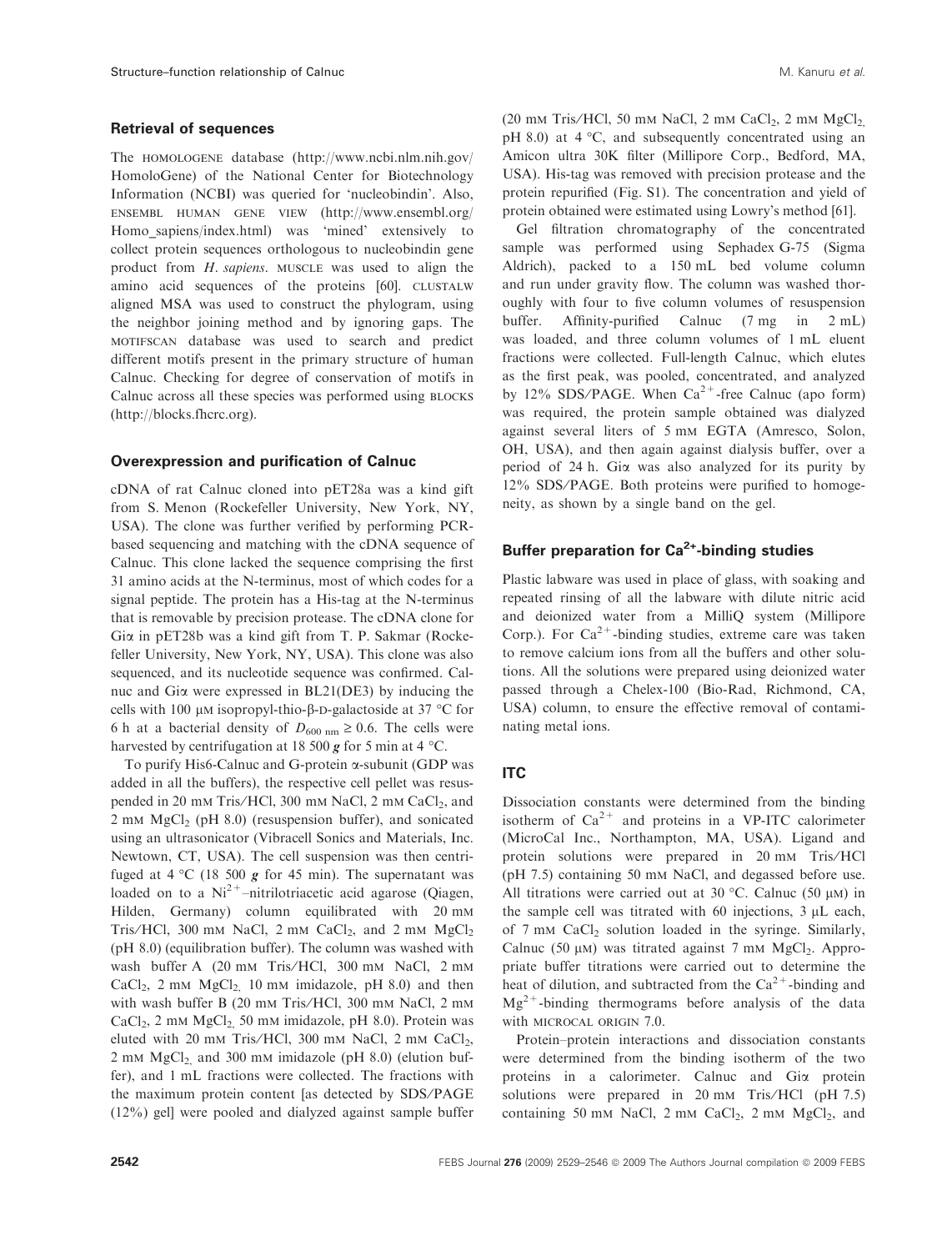### Retrieval of sequences

The HOMOLOGENE database (http://www.ncbi.nlm.nih.gov/HomoloGene) of the National Center for Biotechnology Information (NCBI) was queried for 'nucleobindin'. Also, ENSEMBL HUMAN GENE VIEW (http://www.ensembl.org/Homo_sapiens/index.html) was 'mined' extensively to collect protein sequences orthologous to nucleobindin gene product from *H. sapiens*. MUSCLE was used to align the amino acid sequences of the proteins [60]. CLUSTALW aligned MSA was used to construct the phylogram, using the neighbor joining method and by ignoring gaps. The MOTIFSCAN database was used to search and predict different motifs present in the primary structure of human Calnuc. Checking for degree of conservation of motifs in Calnuc across all these species was performed using BLOCKS (http://blocks.fhcrc.org).

### Overexpression and purification of Calnuc

cDNA of rat Calnuc cloned into pET28a was a kind gift from S. Menon (Rockefeller University, New York, NY, USA). The clone was further verified by performing PCR-based sequencing and matching with the cDNA sequence of Calnuc. This clone lacked the sequence comprising the first 31 amino acids at the N-terminus, most of which codes for a signal peptide. The protein has a His-tag at the N-terminus that is removable by precision protease. The cDNA clone for Giα in pET28b was a kind gift from T. P. Sakmar (Rockefeller University, New York, NY, USA). This clone was also sequenced, and its nucleotide sequence was confirmed. Calnuc and Giα were expressed in BL21(DE3) by inducing the cells with 100 μM isopropyl-thio-β-D-galactoside at 37 °C for 6 h at a bacterial density of $D_{600\ nm} \geq 0.6$. The cells were harvested by centrifugation at 18 500 ***g*** for 5 min at 4 °C.

To purify His6-Calnuc and G-protein α-subunit (GDP was added in all the buffers), the respective cell pellet was resuspended in 20 mM Tris/HCl, 300 mM NaCl, 2 mM $CaCl_2$, and 2 mM $MgCl_2$ (pH 8.0) (resuspension buffer), and sonicated using an ultrasonicator (Vibracell Sonics and Materials, Inc. Newtown, CT, USA). The cell suspension was then centrifuged at 4 °C (18 500 ***g*** for 45 min). The supernatant was loaded on to a $Ni^{2+}$–nitrilotriacetic acid agarose (Qiagen, Hilden, Germany) column equilibrated with 20 mM Tris/HCl, 300 mM NaCl, 2 mM $CaCl_2$, and 2 mM $MgCl_2$ (pH 8.0) (equilibration buffer). The column was washed with wash buffer A (20 mM Tris/HCl, 300 mM NaCl, 2 mM $CaCl_2$, 2 mM $MgCl_2$, 10 mM imidazole, pH 8.0) and then with wash buffer B (20 mM Tris/HCl, 300 mM NaCl, 2 mM $CaCl_2$, 2 mM $MgCl_2$, 50 mM imidazole, pH 8.0). Protein was eluted with 20 mM Tris/HCl, 300 mM NaCl, 2 mM $CaCl_2$, 2 mM $MgCl_2$, and 300 mM imidazole (pH 8.0) (elution buffer), and 1 mL fractions were collected. The fractions with the maximum protein content [as detected by SDS/PAGE (12%) gel] were pooled and dialyzed against sample buffer (20 mM Tris/HCl, 50 mM NaCl, 2 mM $CaCl_2$, 2 mM $MgCl_2$, pH 8.0) at 4 °C, and subsequently concentrated using an Amicon ultra 30K filter (Millipore Corp., Bedford, MA, USA). His-tag was removed with precision protease and the protein repurified (Fig. S1). The concentration and yield of protein obtained were estimated using Lowry's method [61].

Gel filtration chromatography of the concentrated sample was performed using Sephadex G-75 (Sigma Aldrich), packed to a 150 mL bed volume column and run under gravity flow. The column was washed thoroughly with four to five column volumes of resuspension buffer. Affinity-purified Calnuc (7 mg in 2 mL) was loaded, and three column volumes of 1 mL eluent fractions were collected. Full-length Calnuc, which elutes as the first peak, was pooled, concentrated, and analyzed by 12% SDS/PAGE. When $Ca^{2+}$-free Calnuc (apo form) was required, the protein sample obtained was dialyzed against several liters of 5 mM EGTA (Amresco, Solon, OH, USA), and then again against dialysis buffer, over a period of 24 h. Giα was also analyzed for its purity by 12% SDS/PAGE. Both proteins were purified to homogeneity, as shown by a single band on the gel.

### Buffer preparation for $Ca^{2+}$-binding studies

Plastic labware was used in place of glass, with soaking and repeated rinsing of all the labware with dilute nitric acid and deionized water from a MilliQ system (Millipore Corp.). For $Ca^{2+}$-binding studies, extreme care was taken to remove calcium ions from all the buffers and other solutions. All the solutions were prepared using deionized water passed through a Chelex-100 (Bio-Rad, Richmond, CA, USA) column, to ensure the effective removal of contaminating metal ions.

### ITC

Dissociation constants were determined from the binding isotherm of $Ca^{2+}$ and proteins in a VP-ITC calorimeter (MicroCal Inc., Northampton, MA, USA). Ligand and protein solutions were prepared in 20 mM Tris/HCl (pH 7.5) containing 50 mM NaCl, and degassed before use. All titrations were carried out at 30 °C. Calnuc (50 μM) in the sample cell was titrated with 60 injections, 3 μL each, of 7 mM $CaCl_2$ solution loaded in the syringe. Similarly, Calnuc (50 μM) was titrated against 7 mM $MgCl_2$. Appropriate buffer titrations were carried out to determine the heat of dilution, and subtracted from the $Ca^{2+}$-binding and $Mg^{2+}$-binding thermograms before analysis of the data with MICROCAL ORIGIN 7.0.

Protein–protein interactions and dissociation constants were determined from the binding isotherm of the two proteins in a calorimeter. Calnuc and Giα protein solutions were prepared in 20 mM Tris/HCl (pH 7.5) containing 50 mM NaCl, 2 mM $CaCl_2$, 2 mM $MgCl_2$, and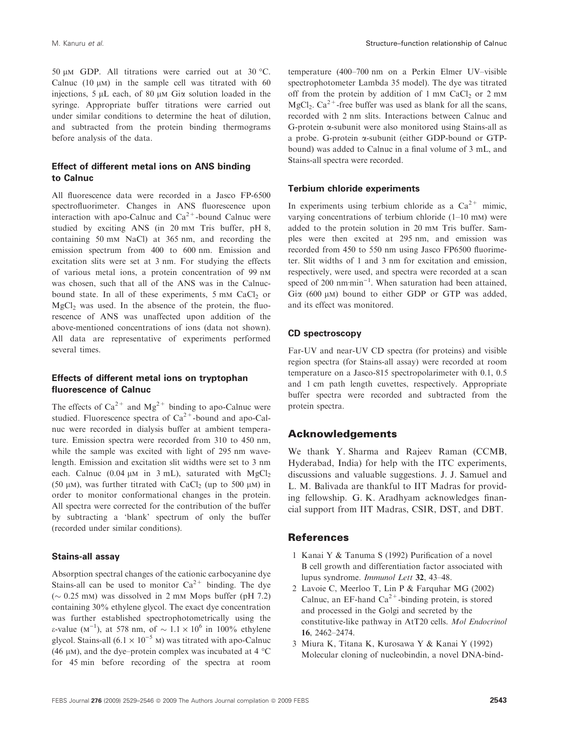50 μM GDP. All titrations were carried out at 30 °C. Calnuc (10 μM) in the sample cell was titrated with 60 injections, 5 μL each, of 80 μM Giα solution loaded in the syringe. Appropriate buffer titrations were carried out under similar conditions to determine the heat of dilution, and subtracted from the protein binding thermograms before analysis of the data.

### Effect of different metal ions on ANS binding to Calnuc

All fluorescence data were recorded in a Jasco FP-6500 spectrofluorimeter. Changes in ANS fluorescence upon interaction with apo-Calnuc and $Ca^{2+}$-bound Calnuc were studied by exciting ANS (in 20 mM Tris buffer, pH 8, containing 50 mM NaCl) at 365 nm, and recording the emission spectrum from 400 to 600 nm. Emission and excitation slits were set at 3 nm. For studying the effects of various metal ions, a protein concentration of 99 nM was chosen, such that all of the ANS was in the Calnuc-bound state. In all of these experiments, 5 mM $CaCl_2$ or $MgCl_2$ was used. In the absence of the protein, the fluorescence of ANS was unaffected upon addition of the above-mentioned concentrations of ions (data not shown). All data are representative of experiments performed several times.

### Effects of different metal ions on tryptophan fluorescence of Calnuc

The effects of $Ca^{2+}$ and $Mg^{2+}$ binding to apo-Calnuc were studied. Fluorescence spectra of $Ca^{2+}$-bound and apo-Calnuc were recorded in dialysis buffer at ambient temperature. Emission spectra were recorded from 310 to 450 nm, while the sample was excited with light of 295 nm wavelength. Emission and excitation slit widths were set to 3 nm each. Calnuc (0.04 μM in 3 mL), saturated with $MgCl_2$ (50 μM), was further titrated with $CaCl_2$ (up to 500 μM) in order to monitor conformational changes in the protein. All spectra were corrected for the contribution of the buffer by subtracting a 'blank' spectrum of only the buffer (recorded under similar conditions).

### Stains-all assay

Absorption spectral changes of the cationic carbocyanine dye Stains-all can be used to monitor $Ca^{2+}$ binding. The dye (~ 0.25 mM) was dissolved in 2 mM Mops buffer (pH 7.2) containing 30% ethylene glycol. The exact dye concentration was further established spectrophotometrically using the ε-value ($M^{-1}$), at 578 nm, of ~ $1.1 \times 10^6$ in 100% ethylene glycol. Stains-all ($6.1 \times 10^{-5}$ M) was titrated with apo-Calnuc (46 μM), and the dye–protein complex was incubated at 4 °C for 45 min before recording of the spectra at room temperature (400–700 nm on a Perkin Elmer UV–visible spectrophotometer Lambda 35 model). The dye was titrated off from the protein by addition of 1 mM $CaCl_2$ or 2 mM $MgCl_2$. $Ca^{2+}$-free buffer was used as blank for all the scans, recorded with 2 nm slits. Interactions between Calnuc and G-protein α-subunit were also monitored using Stains-all as a probe. G-protein α-subunit (either GDP-bound or GTP-bound) was added to Calnuc in a final volume of 3 mL, and Stains-all spectra were recorded.

### Terbium chloride experiments

In experiments using terbium chloride as a $Ca^{2+}$ mimic, varying concentrations of terbium chloride (1–10 mM) were added to the protein solution in 20 mM Tris buffer. Samples were then excited at 295 nm, and emission was recorded from 450 to 550 nm using Jasco FP6500 fluorimeter. Slit widths of 1 and 3 nm for excitation and emission, respectively, were used, and spectra were recorded at a scan speed of 200 nm·min$^{-1}$. When saturation had been attained, Giα (600 μM) bound to either GDP or GTP was added, and its effect was monitored.

### CD spectroscopy

Far-UV and near-UV CD spectra (for proteins) and visible region spectra (for Stains-all assay) were recorded at room temperature on a Jasco-815 spectropolarimeter with 0.1, 0.5 and 1 cm path length cuvettes, respectively. Appropriate buffer spectra were recorded and subtracted from the protein spectra.

## Acknowledgements

We thank Y. Sharma and Rajeev Raman (CCMB, Hyderabad, India) for help with the ITC experiments, discussions and valuable suggestions. J. J. Samuel and L. M. Balivada are thankful to IIT Madras for providing fellowship. G. K. Aradhyam acknowledges financial support from IIT Madras, CSIR, DST, and DBT.

## References

1. Kanai Y & Tanuma S (1992) Purification of a novel B cell growth and differentiation factor associated with lupus syndrome. *Immunol Lett* **32**, 43–48.
2. Lavoie C, Meerloo T, Lin P & Farquhar MG (2002) Calnuc, an EF-hand $Ca^{2+}$-binding protein, is stored and processed in the Golgi and secreted by the constitutive-like pathway in AtT20 cells. *Mol Endocrinol* **16**, 2462–2474.
3. Miura K, Titana K, Kurosawa Y & Kanai Y (1992) Molecular cloning of nucleobindin, a novel DNA-bind-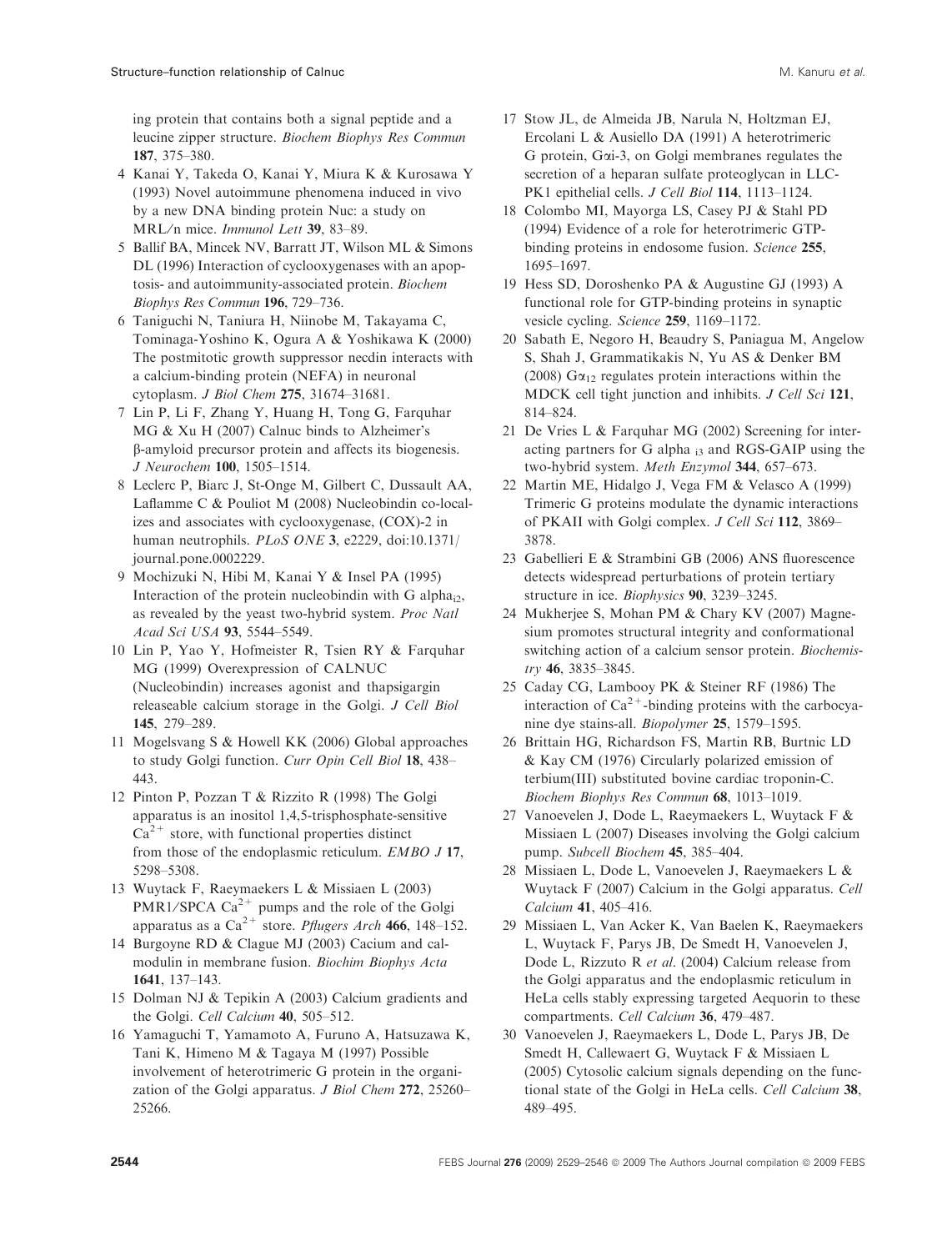ing protein that contains both a signal peptide and a leucine zipper structure. *Biochem Biophys Res Commun* **187**, 375–380.

4 Kanai Y, Takeda O, Kanai Y, Miura K & Kurosawa Y (1993) Novel autoimmune phenomena induced in vivo by a new DNA binding protein Nuc: a study on MRL/n mice. *Immunol Lett* **39**, 83–89.

5 Ballif BA, Mincek NV, Barratt JT, Wilson ML & Simons DL (1996) Interaction of cyclooxygenases with an apoptosis- and autoimmunity-associated protein. *Biochem Biophys Res Commun* **196**, 729–736.

6 Taniguchi N, Taniura H, Niinobe M, Takayama C, Tominaga-Yoshino K, Ogura A & Yoshikawa K (2000) The postmitotic growth suppressor necdin interacts with a calcium-binding protein (NEFA) in neuronal cytoplasm. *J Biol Chem* **275**, 31674–31681.

7 Lin P, Li F, Zhang Y, Huang H, Tong G, Farquhar MG & Xu H (2007) Calnuc binds to Alzheimer's β-amyloid precursor protein and affects its biogenesis. *J Neurochem* **100**, 1505–1514.

8 Leclerc P, Biarc J, St-Onge M, Gilbert C, Dussault AA, Laflamme C & Pouliot M (2008) Nucleobindin co-localizes and associates with cyclooxygenase, (COX)-2 in human neutrophils. *PLoS ONE* **3**, e2229, doi:10.1371/journal.pone.0002229.

9 Mochizuki N, Hibi M, Kanai Y & Insel PA (1995) Interaction of the protein nucleobindin with G alpha$_{i2}$, as revealed by the yeast two-hybrid system. *Proc Natl Acad Sci USA* **93**, 5544–5549.

10 Lin P, Yao Y, Hofmeister R, Tsien RY & Farquhar MG (1999) Overexpression of CALNUC (Nucleobindin) increases agonist and thapsigargin releaseable calcium storage in the Golgi. *J Cell Biol* **145**, 279–289.

11 Mogelsvang S & Howell KK (2006) Global approaches to study Golgi function. *Curr Opin Cell Biol* **18**, 438–443.

12 Pinton P, Pozzan T & Rizzito R (1998) The Golgi apparatus is an inositol 1,4,5-trisphosphate-sensitive $Ca^{2+}$ store, with functional properties distinct from those of the endoplasmic reticulum. *EMBO J* **17**, 5298–5308.

13 Wuytack F, Raeymaekers L & Missiaen L (2003) PMR1/SPCA $Ca^{2+}$ pumps and the role of the Golgi apparatus as a $Ca^{2+}$ store. *Pflugers Arch* **466**, 148–152.

14 Burgoyne RD & Clague MJ (2003) Cacium and calmodulin in membrane fusion. *Biochim Biophys Acta* **1641**, 137–143.

15 Dolman NJ & Tepikin A (2003) Calcium gradients and the Golgi. *Cell Calcium* **40**, 505–512.

16 Yamaguchi T, Yamamoto A, Furuno A, Hatsuzawa K, Tani K, Himeno M & Tagaya M (1997) Possible involvement of heterotrimeric G protein in the organization of the Golgi apparatus. *J Biol Chem* **272**, 25260–25266.

17 Stow JL, de Almeida JB, Narula N, Holtzman EJ, Ercolani L & Ausiello DA (1991) A heterotrimeric G protein, Gαi-3, on Golgi membranes regulates the secretion of a heparan sulfate proteoglycan in LLC-PK1 epithelial cells. *J Cell Biol* **114**, 1113–1124.

18 Colombo MI, Mayorga LS, Casey PJ & Stahl PD (1994) Evidence of a role for heterotrimeric GTP-binding proteins in endosome fusion. *Science* **255**, 1695–1697.

19 Hess SD, Doroshenko PA & Augustine GJ (1993) A functional role for GTP-binding proteins in synaptic vesicle cycling. *Science* **259**, 1169–1172.

20 Sabath E, Negoro H, Beaudry S, Paniagua M, Angelow S, Shah J, Grammatikakis N, Yu AS & Denker BM (2008) $G\alpha_{12}$ regulates protein interactions within the MDCK cell tight junction and inhibits. *J Cell Sci* **121**, 814–824.

21 De Vries L & Farquhar MG (2002) Screening for interacting partners for G alpha $_{i3}$ and RGS-GAIP using the two-hybrid system. *Meth Enzymol* **344**, 657–673.

22 Martin ME, Hidalgo J, Vega FM & Velasco A (1999) Trimeric G proteins modulate the dynamic interactions of PKAII with Golgi complex. *J Cell Sci* **112**, 3869–3878.

23 Gabellieri E & Strambini GB (2006) ANS fluorescence detects widespread perturbations of protein tertiary structure in ice. *Biophysics* **90**, 3239–3245.

24 Mukherjee S, Mohan PM & Chary KV (2007) Magnesium promotes structural integrity and conformational switching action of a calcium sensor protein. *Biochemistry* **46**, 3835–3845.

25 Caday CG, Lambooy PK & Steiner RF (1986) The interaction of $Ca^{2+}$-binding proteins with the carbocyanine dye stains-all. *Biopolymer* **25**, 1579–1595.

26 Brittain HG, Richardson FS, Martin RB, Burtnic LD & Kay CM (1976) Circularly polarized emission of terbium(III) substituted bovine cardiac troponin-C. *Biochem Biophys Res Commun* **68**, 1013–1019.

27 Vanoevelen J, Dode L, Raeymaekers L, Wuytack F & Missiaen L (2007) Diseases involving the Golgi calcium pump. *Subcell Biochem* **45**, 385–404.

28 Missiaen L, Dode L, Vanoevelen J, Raeymaekers L & Wuytack F (2007) Calcium in the Golgi apparatus. *Cell Calcium* **41**, 405–416.

29 Missiaen L, Van Acker K, Van Baelen K, Raeymaekers L, Wuytack F, Parys JB, De Smedt H, Vanoevelen J, Dode L, Rizzuto R *et al.* (2004) Calcium release from the Golgi apparatus and the endoplasmic reticulum in HeLa cells stably expressing targeted Aequorin to these compartments. *Cell Calcium* **36**, 479–487.

30 Vanoevelen J, Raeymaekers L, Dode L, Parys JB, De Smedt H, Callewaert G, Wuytack F & Missiaen L (2005) Cytosolic calcium signals depending on the functional state of the Golgi in HeLa cells. *Cell Calcium* **38**, 489–495.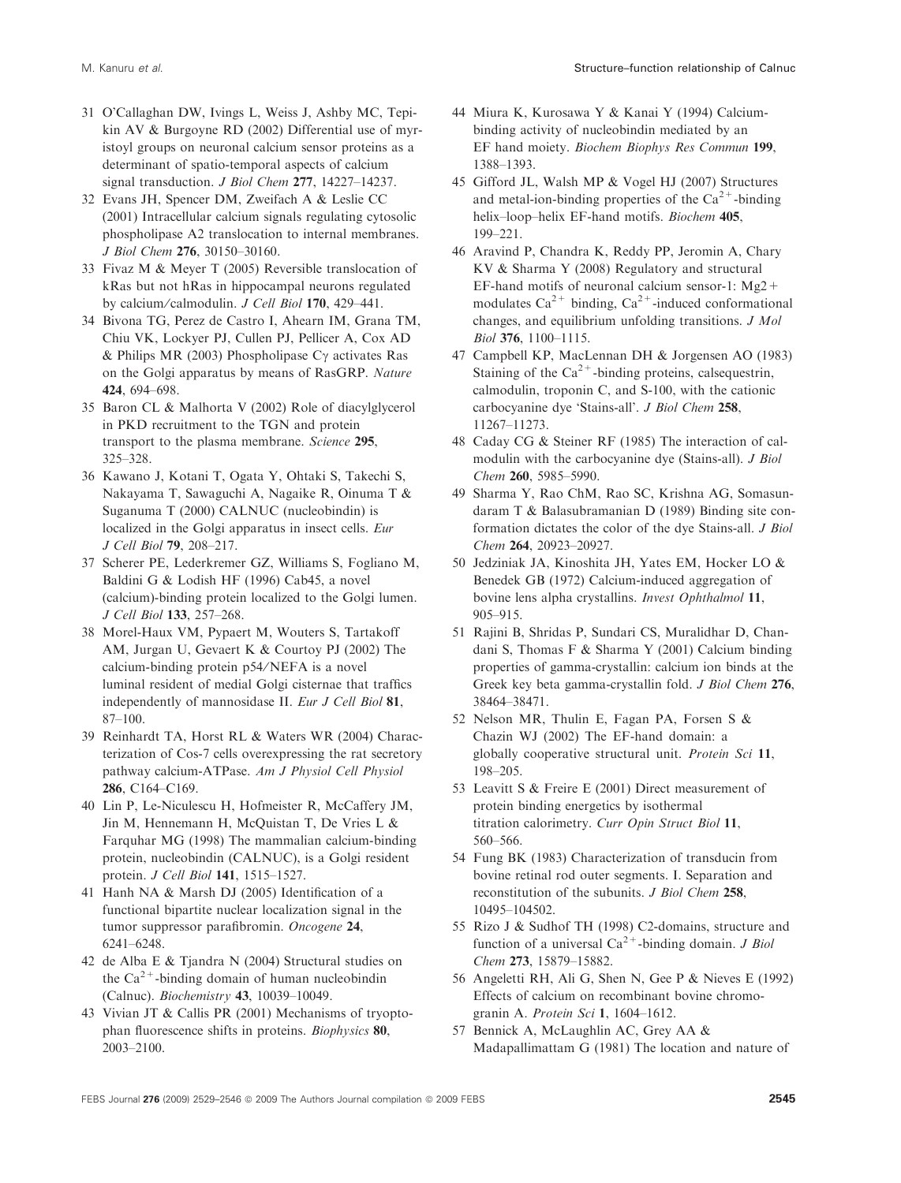31 O'Callaghan DW, Ivings L, Weiss J, Ashby MC, Tepikin AV & Burgoyne RD (2002) Differential use of myristoyl groups on neuronal calcium sensor proteins as a determinant of spatio-temporal aspects of calcium signal transduction. *J Biol Chem* **277**, 14227–14237.

32 Evans JH, Spencer DM, Zweifach A & Leslie CC (2001) Intracellular calcium signals regulating cytosolic phospholipase A2 translocation to internal membranes. *J Biol Chem* **276**, 30150–30160.

33 Fivaz M & Meyer T (2005) Reversible translocation of kRas but not hRas in hippocampal neurons regulated by calcium/calmodulin. *J Cell Biol* **170**, 429–441.

34 Bivona TG, Perez de Castro I, Ahearn IM, Grana TM, Chiu VK, Lockyer PJ, Cullen PJ, Pellicer A, Cox AD & Philips MR (2003) Phospholipase Cγ activates Ras on the Golgi apparatus by means of RasGRP. *Nature* **424**, 694–698.

35 Baron CL & Malhorta V (2002) Role of diacylglycerol in PKD recruitment to the TGN and protein transport to the plasma membrane. *Science* **295**, 325–328.

36 Kawano J, Kotani T, Ogata Y, Ohtaki S, Takechi S, Nakayama T, Sawaguchi A, Nagaike R, Oinuma T & Suganuma T (2000) CALNUC (nucleobindin) is localized in the Golgi apparatus in insect cells. *Eur J Cell Biol* **79**, 208–217.

37 Scherer PE, Lederkremer GZ, Williams S, Fogliano M, Baldini G & Lodish HF (1996) Cab45, a novel (calcium)-binding protein localized to the Golgi lumen. *J Cell Biol* **133**, 257–268.

38 Morel-Haux VM, Pypaert M, Wouters S, Tartakoff AM, Jurgan U, Gevaert K & Courtoy PJ (2002) The calcium-binding protein p54/NEFA is a novel luminal resident of medial Golgi cisternae that traffics independently of mannosidase II. *Eur J Cell Biol* **81**, 87–100.

39 Reinhardt TA, Horst RL & Waters WR (2004) Characterization of Cos-7 cells overexpressing the rat secretory pathway calcium-ATPase. *Am J Physiol Cell Physiol* **286**, C164–C169.

40 Lin P, Le-Niculescu H, Hofmeister R, McCaffery JM, Jin M, Hennemann H, McQuistan T, De Vries L & Farquhar MG (1998) The mammalian calcium-binding protein, nucleobindin (CALNUC), is a Golgi resident protein. *J Cell Biol* **141**, 1515–1527.

41 Hanh NA & Marsh DJ (2005) Identification of a functional bipartite nuclear localization signal in the tumor suppressor parafibromin. *Oncogene* **24**, 6241–6248.

42 de Alba E & Tjandra N (2004) Structural studies on the $Ca^{2+}$-binding domain of human nucleobindin (Calnuc). *Biochemistry* **43**, 10039–10049.

43 Vivian JT & Callis PR (2001) Mechanisms of tryoptophan fluorescence shifts in proteins. *Biophysics* **80**, 2003–2100.

44 Miura K, Kurosawa Y & Kanai Y (1994) Calcium-binding activity of nucleobindin mediated by an EF hand moiety. *Biochem Biophys Res Commun* **199**, 1388–1393.

45 Gifford JL, Walsh MP & Vogel HJ (2007) Structures and metal-ion-binding properties of the $Ca^{2+}$-binding helix–loop–helix EF-hand motifs. *Biochem* **405**, 199–221.

46 Aravind P, Chandra K, Reddy PP, Jeromin A, Chary KV & Sharma Y (2008) Regulatory and structural EF-hand motifs of neuronal calcium sensor-1: $Mg^{2+}$ modulates $Ca^{2+}$ binding, $Ca^{2+}$-induced conformational changes, and equilibrium unfolding transitions. *J Mol Biol* **376**, 1100–1115.

47 Campbell KP, MacLennan DH & Jorgensen AO (1983) Staining of the $Ca^{2+}$-binding proteins, calsequestrin, calmodulin, troponin C, and S-100, with the cationic carbocyanine dye 'Stains-all'. *J Biol Chem* **258**, 11267–11273.

48 Caday CG & Steiner RF (1985) The interaction of calmodulin with the carbocyanine dye (Stains-all). *J Biol Chem* **260**, 5985–5990.

49 Sharma Y, Rao ChM, Rao SC, Krishna AG, Somasundaram T & Balasubramanian D (1989) Binding site conformation dictates the color of the dye Stains-all. *J Biol Chem* **264**, 20923–20927.

50 Jedziniak JA, Kinoshita JH, Yates EM, Hocker LO & Benedek GB (1972) Calcium-induced aggregation of bovine lens alpha crystallins. *Invest Ophthalmol* **11**, 905–915.

51 Rajini B, Shridas P, Sundari CS, Muralidhar D, Chandani S, Thomas F & Sharma Y (2001) Calcium binding properties of gamma-crystallin: calcium ion binds at the Greek key beta gamma-crystallin fold. *J Biol Chem* **276**, 38464–38471.

52 Nelson MR, Thulin E, Fagan PA, Forsen S & Chazin WJ (2002) The EF-hand domain: a globally cooperative structural unit. *Protein Sci* **11**, 198–205.

53 Leavitt S & Freire E (2001) Direct measurement of protein binding energetics by isothermal titration calorimetry. *Curr Opin Struct Biol* **11**, 560–566.

54 Fung BK (1983) Characterization of transducin from bovine retinal rod outer segments. I. Separation and reconstitution of the subunits. *J Biol Chem* **258**, 10495–104502.

55 Rizo J & Sudhof TH (1998) C2-domains, structure and function of a universal $Ca^{2+}$-binding domain. *J Biol Chem* **273**, 15879–15882.

56 Angeletti RH, Ali G, Shen N, Gee P & Nieves E (1992) Effects of calcium on recombinant bovine chromogranin A. *Protein Sci* **1**, 1604–1612.

57 Bennick A, McLaughlin AC, Grey AA & Madapallimattam G (1981) The location and nature of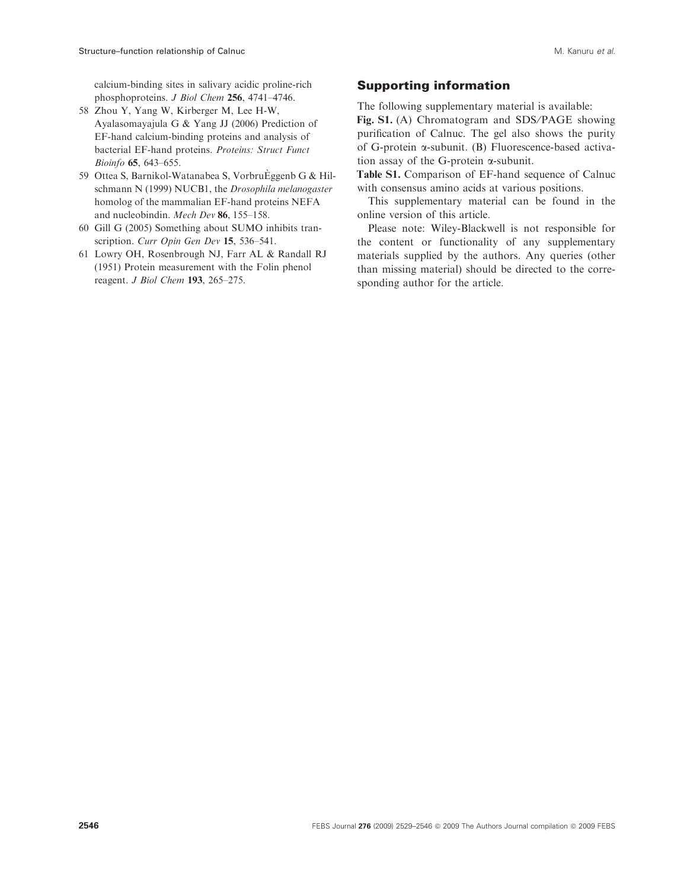calcium-binding sites in salivary acidic proline-rich phosphoproteins. *J Biol Chem* **256**, 4741–4746.

58 Zhou Y, Yang W, Kirberger M, Lee H-W, Ayalasomayajula G & Yang JJ (2006) Prediction of EF-hand calcium-binding proteins and analysis of bacterial EF-hand proteins. *Proteins: Struct Funct Bioinfo* **65**, 643–655.

59 Ottea S, Barnikol-Watanabea S, VorbruÈggenb G & Hilschmann N (1999) NUCB1, the *Drosophila melanogaster* homolog of the mammalian EF-hand proteins NEFA and nucleobindin. *Mech Dev* **86**, 155–158.

60 Gill G (2005) Something about SUMO inhibits transcription. *Curr Opin Gen Dev* **15**, 536–541.

61 Lowry OH, Rosenbrough NJ, Farr AL & Randall RJ (1951) Protein measurement with the Folin phenol reagent. *J Biol Chem* **193**, 265–275.

## Supporting information

The following supplementary material is available:

**Fig. S1.** (A) Chromatogram and SDS/PAGE showing purification of Calnuc. The gel also shows the purity of G-protein α-subunit. (B) Fluorescence-based activation assay of the G-protein α-subunit.

**Table S1.** Comparison of EF-hand sequence of Calnuc with consensus amino acids at various positions.

This supplementary material can be found in the online version of this article.

Please note: Wiley-Blackwell is not responsible for the content or functionality of any supplementary materials supplied by the authors. Any queries (other than missing material) should be directed to the corresponding author for the article.